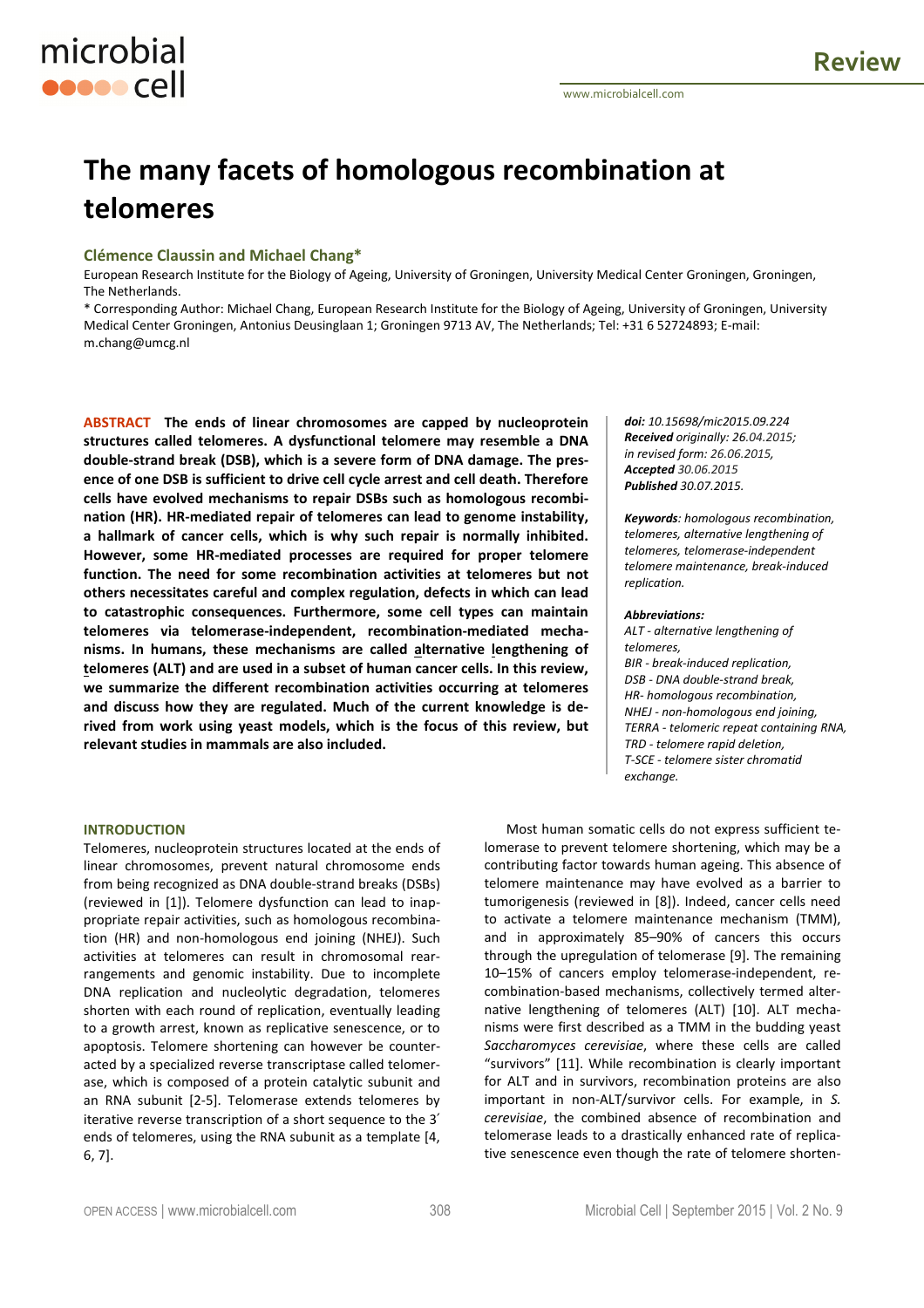# The many facets of homologous recombination at telomeres

**Clémence Claussin and Michael Chang***

European Research Institute for the Biology of Ageing, University of Groningen, University Medical Center Groningen, Groningen, The Netherlands.

* Corresponding Author: Michael Chang, European Research Institute for the Biology of Ageing, University of Groningen, University Medical Center Groningen, Antonius Deusinglaan 1; Groningen 9713 AV, The Netherlands; Tel: +31 6 52724893; E-mail: m.chang@umcg.nl

**ABSTRACT** **The ends of linear chromosomes are capped by nucleoprotein structures called telomeres. A dysfunctional telomere may resemble a DNA double-strand break (DSB), which is a severe form of DNA damage. The presence of one DSB is sufficient to drive cell cycle arrest and cell death. Therefore cells have evolved mechanisms to repair DSBs such as homologous recombination (HR). HR-mediated repair of telomeres can lead to genome instability, a hallmark of cancer cells, which is why such repair is normally inhibited. However, some HR-mediated processes are required for proper telomere function. The need for some recombination activities at telomeres but not others necessitates careful and complex regulation, defects in which can lead to catastrophic consequences. Furthermore, some cell types can maintain telomeres via telomerase-independent, recombination-mediated mechanisms. In humans, these mechanisms are called alternative lengthening of telomeres (ALT) and are used in a subset of human cancer cells. In this review, we summarize the different recombination activities occurring at telomeres and discuss how they are regulated. Much of the current knowledge is derived from work using yeast models, which is the focus of this review, but relevant studies in mammals are also included.**

***doi:*** *10.15698/mic2015.09.224*
***Received*** *originally: 26.04.2015;*
*in revised form: 26.06.2015,*
***Accepted*** *30.06.2015*
***Published*** *30.07.2015.*

***Keywords****: homologous recombination, telomeres, alternative lengthening of telomeres, telomerase-independent telomere maintenance, break-induced replication.*

***Abbreviations:***
*ALT - alternative lengthening of telomeres,*
*BIR - break-induced replication,*
*DSB - DNA double-strand break,*
*HR- homologous recombination,*
*NHEJ - non-homologous end joining,*
*TERRA - telomeric repeat containing RNA,*
*TRD - telomere rapid deletion,*
*T-SCE - telomere sister chromatid exchange.*

## INTRODUCTION

Telomeres, nucleoprotein structures located at the ends of linear chromosomes, prevent natural chromosome ends from being recognized as DNA double-strand breaks (DSBs) (reviewed in [1]). Telomere dysfunction can lead to inappropriate repair activities, such as homologous recombination (HR) and non-homologous end joining (NHEJ). Such activities at telomeres can result in chromosomal rearrangements and genomic instability. Due to incomplete DNA replication and nucleolytic degradation, telomeres shorten with each round of replication, eventually leading to a growth arrest, known as replicative senescence, or to apoptosis. Telomere shortening can however be counteracted by a specialized reverse transcriptase called telomerase, which is composed of a protein catalytic subunit and an RNA subunit [2-5]. Telomerase extends telomeres by iterative reverse transcription of a short sequence to the 3′ ends of telomeres, using the RNA subunit as a template [4, 6, 7].

Most human somatic cells do not express sufficient telomerase to prevent telomere shortening, which may be a contributing factor towards human ageing. This absence of telomere maintenance may have evolved as a barrier to tumorigenesis (reviewed in [8]). Indeed, cancer cells need to activate a telomere maintenance mechanism (TMM), and in approximately 85–90% of cancers this occurs through the upregulation of telomerase [9]. The remaining 10–15% of cancers employ telomerase-independent, recombination-based mechanisms, collectively termed alternative lengthening of telomeres (ALT) [10]. ALT mechanisms were first described as a TMM in the budding yeast *Saccharomyces cerevisiae*, where these cells are called "survivors" [11]. While recombination is clearly important for ALT and in survivors, recombination proteins are also important in non-ALT/survivor cells. For example, in *S. cerevisiae*, the combined absence of recombination and telomerase leads to a drastically enhanced rate of replicative senescence even though the rate of telomere shorten-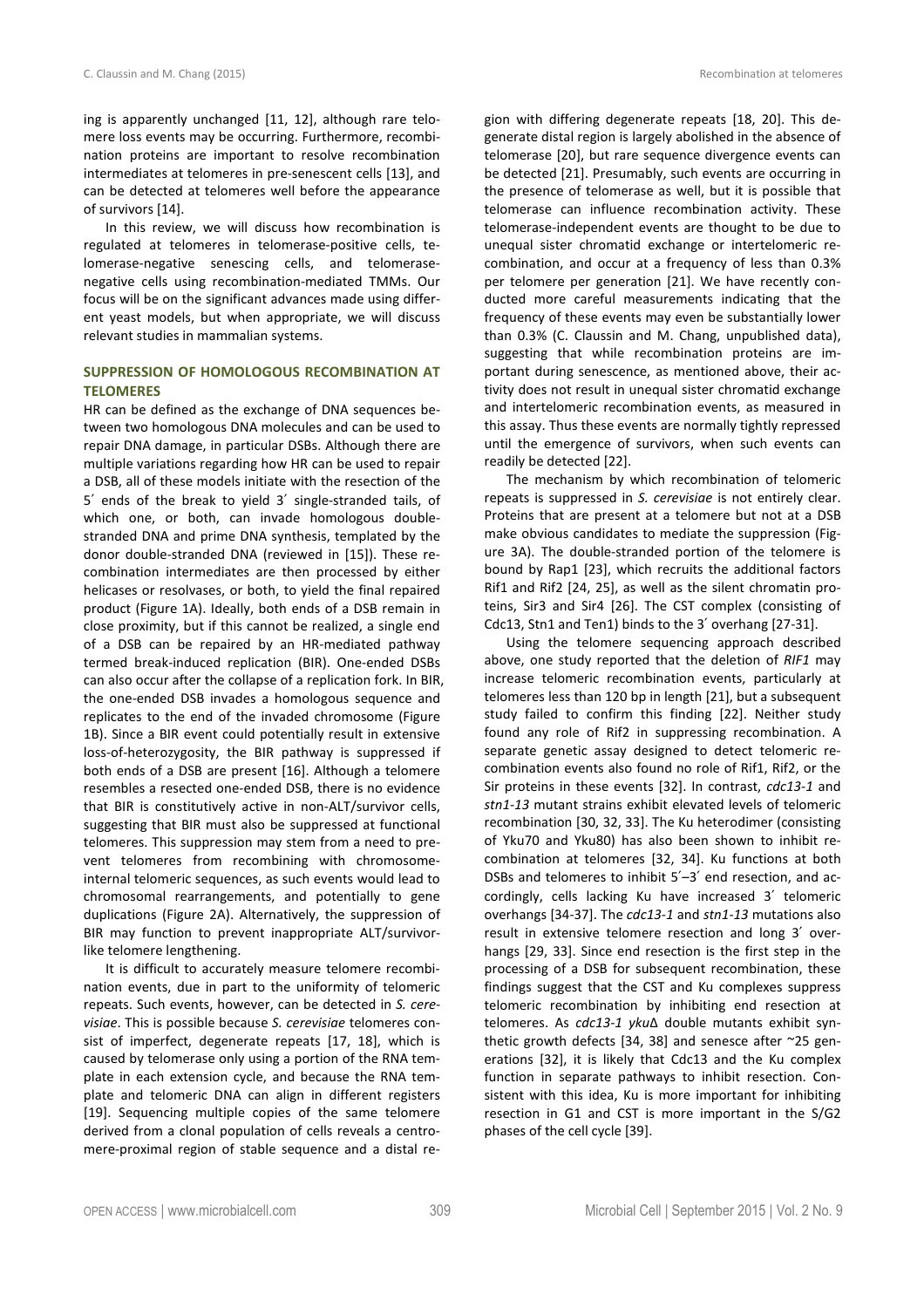ing is apparently unchanged [11, 12], although rare telomere loss events may be occurring. Furthermore, recombination proteins are important to resolve recombination intermediates at telomeres in pre-senescent cells [13], and can be detected at telomeres well before the appearance of survivors [14].

In this review, we will discuss how recombination is regulated at telomeres in telomerase-positive cells, telomerase-negative senescing cells, and telomerase-negative cells using recombination-mediated TMMs. Our focus will be on the significant advances made using different yeast models, but when appropriate, we will discuss relevant studies in mammalian systems.

## SUPPRESSION OF HOMOLOGOUS RECOMBINATION AT TELOMERES

HR can be defined as the exchange of DNA sequences between two homologous DNA molecules and can be used to repair DNA damage, in particular DSBs. Although there are multiple variations regarding how HR can be used to repair a DSB, all of these models initiate with the resection of the 5′ ends of the break to yield 3′ single-stranded tails, of which one, or both, can invade homologous double-stranded DNA and prime DNA synthesis, templated by the donor double-stranded DNA (reviewed in [15]). These recombination intermediates are then processed by either helicases or resolvases, or both, to yield the final repaired product (Figure 1A). Ideally, both ends of a DSB remain in close proximity, but if this cannot be realized, a single end of a DSB can be repaired by an HR-mediated pathway termed break-induced replication (BIR). One-ended DSBs can also occur after the collapse of a replication fork. In BIR, the one-ended DSB invades a homologous sequence and replicates to the end of the invaded chromosome (Figure 1B). Since a BIR event could potentially result in extensive loss-of-heterozygosity, the BIR pathway is suppressed if both ends of a DSB are present [16]. Although a telomere resembles a resected one-ended DSB, there is no evidence that BIR is constitutively active in non-ALT/survivor cells, suggesting that BIR must also be suppressed at functional telomeres. This suppression may stem from a need to prevent telomeres from recombining with chromosome-internal telomeric sequences, as such events would lead to chromosomal rearrangements, and potentially to gene duplications (Figure 2A). Alternatively, the suppression of BIR may function to prevent inappropriate ALT/survivor-like telomere lengthening.

It is difficult to accurately measure telomere recombination events, due in part to the uniformity of telomeric repeats. Such events, however, can be detected in *S. cerevisiae*. This is possible because *S. cerevisiae* telomeres consist of imperfect, degenerate repeats [17, 18], which is caused by telomerase only using a portion of the RNA template in each extension cycle, and because the RNA template and telomeric DNA can align in different registers [19]. Sequencing multiple copies of the same telomere derived from a clonal population of cells reveals a centromere-proximal region of stable sequence and a distal region with differing degenerate repeats [18, 20]. This degenerate distal region is largely abolished in the absence of telomerase [20], but rare sequence divergence events can be detected [21]. Presumably, such events are occurring in the presence of telomerase as well, but it is possible that telomerase can influence recombination activity. These telomerase-independent events are thought to be due to unequal sister chromatid exchange or intertelomeric recombination, and occur at a frequency of less than 0.3% per telomere per generation [21]. We have recently conducted more careful measurements indicating that the frequency of these events may even be substantially lower than 0.3% (C. Claussin and M. Chang, unpublished data), suggesting that while recombination proteins are important during senescence, as mentioned above, their activity does not result in unequal sister chromatid exchange and intertelomeric recombination events, as measured in this assay. Thus these events are normally tightly repressed until the emergence of survivors, when such events can readily be detected [22].

The mechanism by which recombination of telomeric repeats is suppressed in *S. cerevisiae* is not entirely clear. Proteins that are present at a telomere but not at a DSB make obvious candidates to mediate the suppression (Figure 3A). The double-stranded portion of the telomere is bound by Rap1 [23], which recruits the additional factors Rif1 and Rif2 [24, 25], as well as the silent chromatin proteins, Sir3 and Sir4 [26]. The CST complex (consisting of Cdc13, Stn1 and Ten1) binds to the 3′ overhang [27-31].

Using the telomere sequencing approach described above, one study reported that the deletion of *RIF1* may increase telomeric recombination events, particularly at telomeres less than 120 bp in length [21], but a subsequent study failed to confirm this finding [22]. Neither study found any role of Rif2 in suppressing recombination. A separate genetic assay designed to detect telomeric recombination events also found no role of Rif1, Rif2, or the Sir proteins in these events [32]. In contrast, *cdc13-1* and *stn1-13* mutant strains exhibit elevated levels of telomeric recombination [30, 32, 33]. The Ku heterodimer (consisting of Yku70 and Yku80) has also been shown to inhibit recombination at telomeres [32, 34]. Ku functions at both DSBs and telomeres to inhibit 5′–3′ end resection, and accordingly, cells lacking Ku have increased 3′ telomeric overhangs [34-37]. The *cdc13-1* and *stn1-13* mutations also result in extensive telomere resection and long 3′ overhangs [29, 33]. Since end resection is the first step in the processing of a DSB for subsequent recombination, these findings suggest that the CST and Ku complexes suppress telomeric recombination by inhibiting end resection at telomeres. As *cdc13-1 yku*Δ double mutants exhibit synthetic growth defects [34, 38] and senesce after ~25 generations [32], it is likely that Cdc13 and the Ku complex function in separate pathways to inhibit resection. Consistent with this idea, Ku is more important for inhibiting resection in G1 and CST is more important in the S/G2 phases of the cell cycle [39].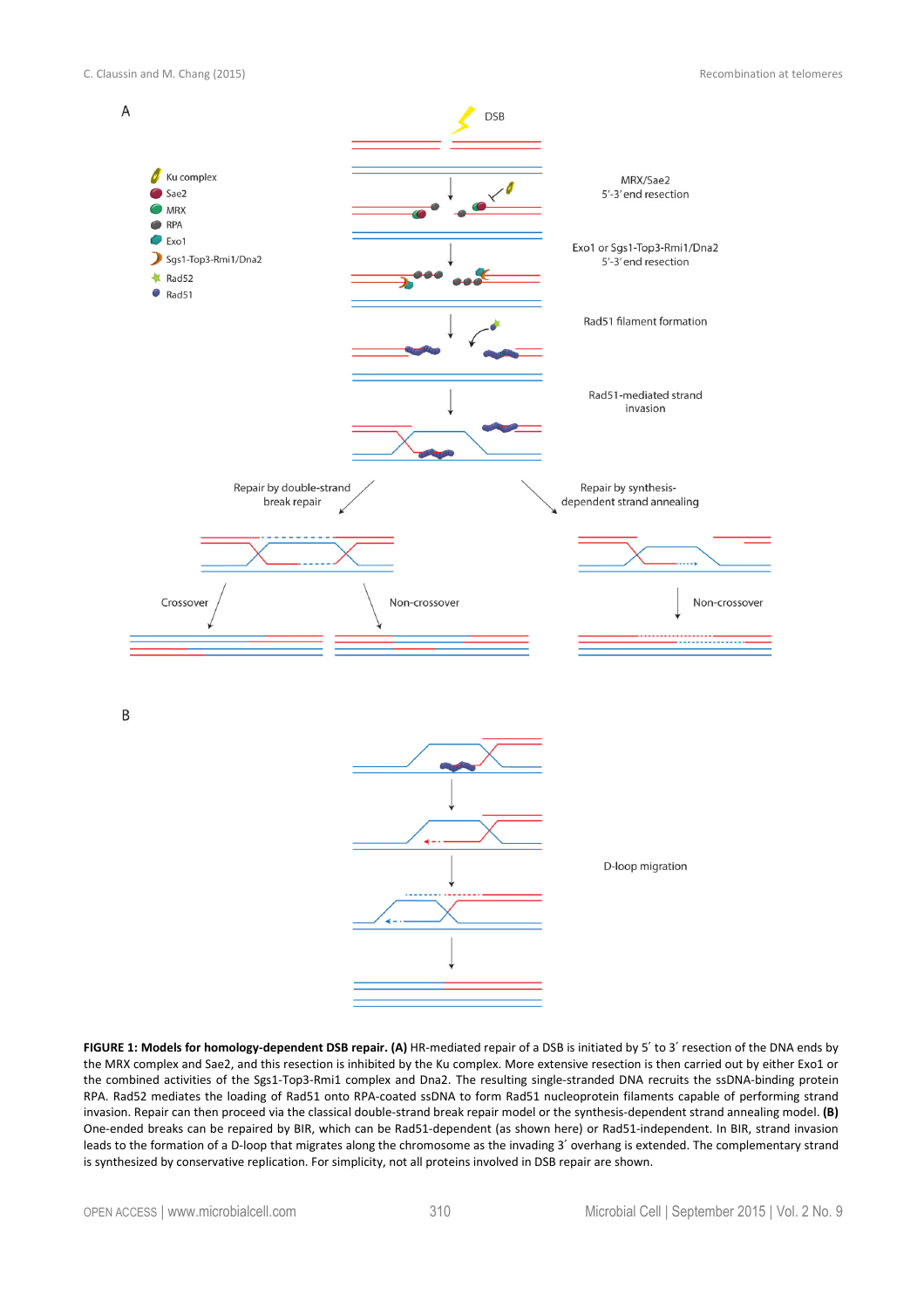**FIGURE 1: Models for homology-dependent DSB repair. (A)** HR-mediated repair of a DSB is initiated by 5´ to 3´ resection of the DNA ends by the MRX complex and Sae2, and this resection is inhibited by the Ku complex. More extensive resection is then carried out by either Exo1 or the combined activities of the Sgs1-Top3-Rmi1 complex and Dna2. The resulting single-stranded DNA recruits the ssDNA-binding protein RPA. Rad52 mediates the loading of Rad51 onto RPA-coated ssDNA to form Rad51 nucleoprotein filaments capable of performing strand invasion. Repair can then proceed via the classical double-strand break repair model or the synthesis-dependent strand annealing model. **(B)** One-ended breaks can be repaired by BIR, which can be Rad51-dependent (as shown here) or Rad51-independent. In BIR, strand invasion leads to the formation of a D-loop that migrates along the chromosome as the invading 3´ overhang is extended. The complementary strand is synthesized by conservative replication. For simplicity, not all proteins involved in DSB repair are shown.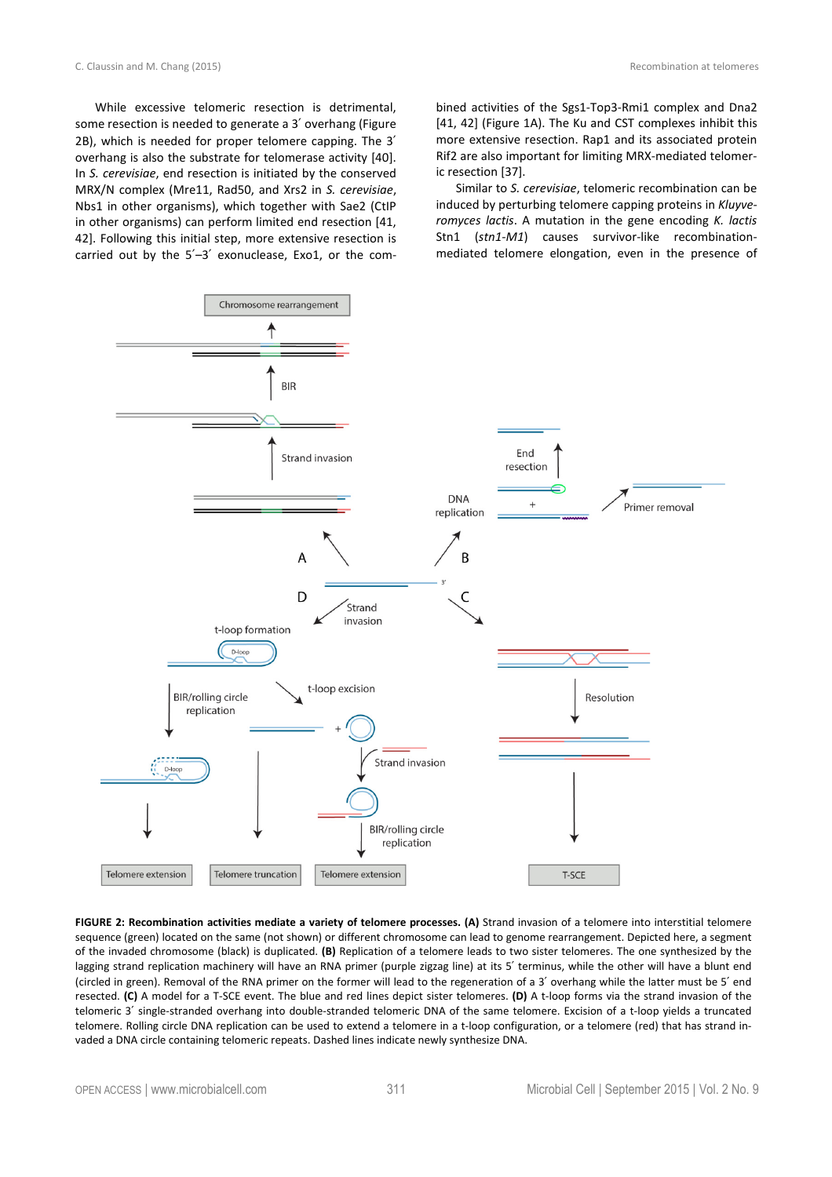While excessive telomeric resection is detrimental, some resection is needed to generate a 3´ overhang (Figure 2B), which is needed for proper telomere capping. The 3´ overhang is also the substrate for telomerase activity [40]. In *S. cerevisiae*, end resection is initiated by the conserved MRX/N complex (Mre11, Rad50, and Xrs2 in *S. cerevisiae*, Nbs1 in other organisms), which together with Sae2 (CtIP in other organisms) can perform limited end resection [41, 42]. Following this initial step, more extensive resection is carried out by the 5´–3´ exonuclease, Exo1, or the combined activities of the Sgs1-Top3-Rmi1 complex and Dna2 [41, 42] (Figure 1A). The Ku and CST complexes inhibit this more extensive resection. Rap1 and its associated protein Rif2 are also important for limiting MRX-mediated telomeric resection [37].

Similar to *S. cerevisiae*, telomeric recombination can be induced by perturbing telomere capping proteins in *Kluyveromyces lactis*. A mutation in the gene encoding *K. lactis* Stn1 (*stn1-M1*) causes survivor-like recombination-mediated telomere elongation, even in the presence of

**FIGURE 2: Recombination activities mediate a variety of telomere processes. (A)** Strand invasion of a telomere into interstitial telomere sequence (green) located on the same (not shown) or different chromosome can lead to genome rearrangement. Depicted here, a segment of the invaded chromosome (black) is duplicated. **(B)** Replication of a telomere leads to two sister telomeres. The one synthesized by the lagging strand replication machinery will have an RNA primer (purple zigzag line) at its 5´ terminus, while the other will have a blunt end (circled in green). Removal of the RNA primer on the former will lead to the regeneration of a 3´ overhang while the latter must be 5´ end resected. **(C)** A model for a T-SCE event. The blue and red lines depict sister telomeres. **(D)** A t-loop forms via the strand invasion of the telomeric 3´ single-stranded overhang into double-stranded telomeric DNA of the same telomere. Excision of a t-loop yields a truncated telomere. Rolling circle DNA replication can be used to extend a telomere in a t-loop configuration, or a telomere (red) that has strand invaded a DNA circle containing telomeric repeats. Dashed lines indicate newly synthesize DNA.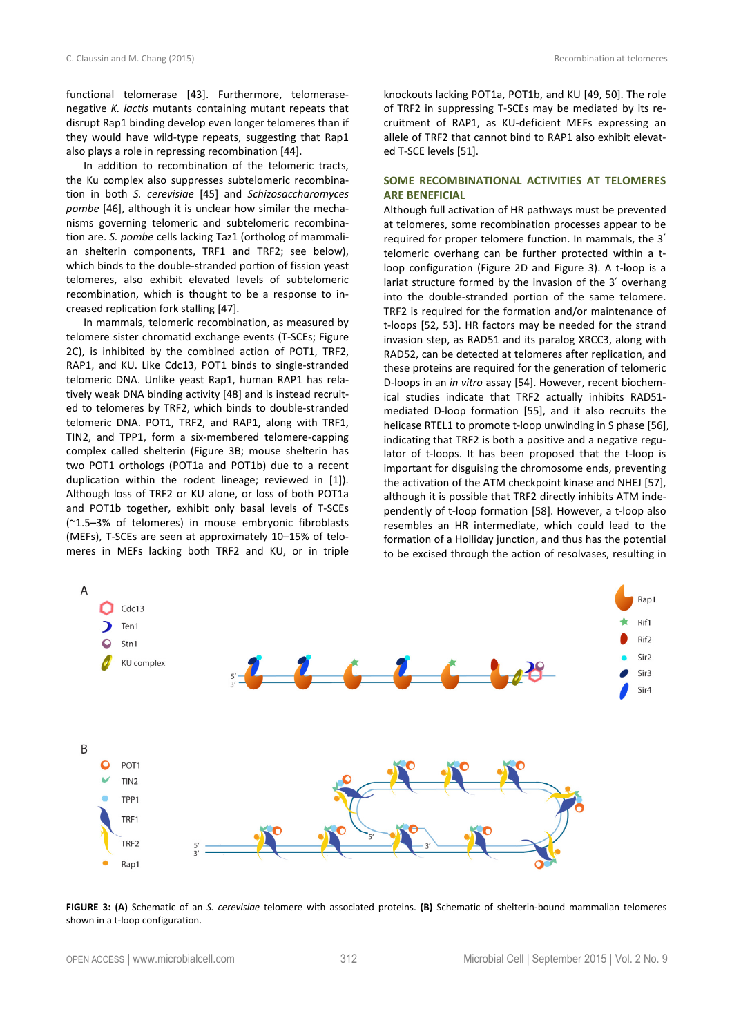functional telomerase [43]. Furthermore, telomerase-negative *K. lactis* mutants containing mutant repeats that disrupt Rap1 binding develop even longer telomeres than if they would have wild-type repeats, suggesting that Rap1 also plays a role in repressing recombination [44].

In addition to recombination of the telomeric tracts, the Ku complex also suppresses subtelomeric recombination in both *S. cerevisiae* [45] and *Schizosaccharomyces pombe* [46], although it is unclear how similar the mechanisms governing telomeric and subtelomeric recombination are. *S. pombe* cells lacking Taz1 (ortholog of mammalian shelterin components, TRF1 and TRF2; see below), which binds to the double-stranded portion of fission yeast telomeres, also exhibit elevated levels of subtelomeric recombination, which is thought to be a response to increased replication fork stalling [47].

In mammals, telomeric recombination, as measured by telomere sister chromatid exchange events (T-SCEs; Figure 2C), is inhibited by the combined action of POT1, TRF2, RAP1, and KU. Like Cdc13, POT1 binds to single-stranded telomeric DNA. Unlike yeast Rap1, human RAP1 has relatively weak DNA binding activity [48] and is instead recruited to telomeres by TRF2, which binds to double-stranded telomeric DNA. POT1, TRF2, and RAP1, along with TRF1, TIN2, and TPP1, form a six-membered telomere-capping complex called shelterin (Figure 3B; mouse shelterin has two POT1 orthologs (POT1a and POT1b) due to a recent duplication within the rodent lineage; reviewed in [1]). Although loss of TRF2 or KU alone, or loss of both POT1a and POT1b together, exhibit only basal levels of T-SCEs (~1.5–3% of telomeres) in mouse embryonic fibroblasts (MEFs), T-SCEs are seen at approximately 10–15% of telomeres in MEFs lacking both TRF2 and KU, or in triple knockouts lacking POT1a, POT1b, and KU [49, 50]. The role of TRF2 in suppressing T-SCEs may be mediated by its recruitment of RAP1, as KU-deficient MEFs expressing an allele of TRF2 that cannot bind to RAP1 also exhibit elevated T-SCE levels [51].

## SOME RECOMBINATIONAL ACTIVITIES AT TELOMERES ARE BENEFICIAL

Although full activation of HR pathways must be prevented at telomeres, some recombination processes appear to be required for proper telomere function. In mammals, the 3′ telomeric overhang can be further protected within a t-loop configuration (Figure 2D and Figure 3). A t-loop is a lariat structure formed by the invasion of the 3′ overhang into the double-stranded portion of the same telomere. TRF2 is required for the formation and/or maintenance of t-loops [52, 53]. HR factors may be needed for the strand invasion step, as RAD51 and its paralog XRCC3, along with RAD52, can be detected at telomeres after replication, and these proteins are required for the generation of telomeric D-loops in an *in vitro* assay [54]. However, recent biochemical studies indicate that TRF2 actually inhibits RAD51-mediated D-loop formation [55], and it also recruits the helicase RTEL1 to promote t-loop unwinding in S phase [56], indicating that TRF2 is both a positive and a negative regulator of t-loops. It has been proposed that the t-loop is important for disguising the chromosome ends, preventing the activation of the ATM checkpoint kinase and NHEJ [57], although it is possible that TRF2 directly inhibits ATM independently of t-loop formation [58]. However, a t-loop also resembles an HR intermediate, which could lead to the formation of a Holliday junction, and thus has the potential to be excised through the action of resolvases, resulting in

**FIGURE 3: (A)** Schematic of an *S. cerevisiae* telomere with associated proteins. **(B)** Schematic of shelterin-bound mammalian telomeres shown in a t-loop configuration.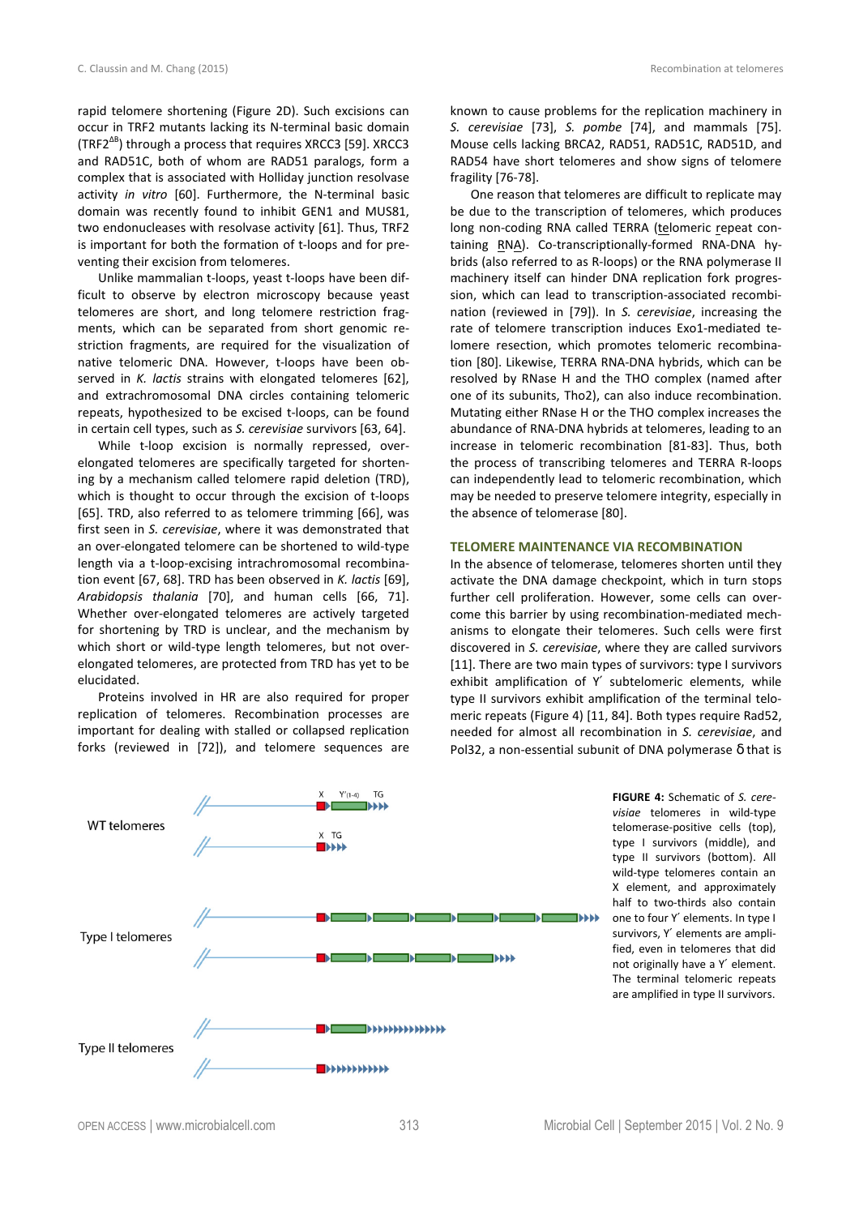rapid telomere shortening (Figure 2D). Such excisions can occur in TRF2 mutants lacking its N-terminal basic domain (TRF2$^{\Delta B}$) through a process that requires XRCC3 [59]. XRCC3 and RAD51C, both of whom are RAD51 paralogs, form a complex that is associated with Holliday junction resolvase activity *in vitro* [60]. Furthermore, the N-terminal basic domain was recently found to inhibit GEN1 and MUS81, two endonucleases with resolvase activity [61]. Thus, TRF2 is important for both the formation of t-loops and for preventing their excision from telomeres.

Unlike mammalian t-loops, yeast t-loops have been difficult to observe by electron microscopy because yeast telomeres are short, and long telomere restriction fragments, which can be separated from short genomic restriction fragments, are required for the visualization of native telomeric DNA. However, t-loops have been observed in *K. lactis* strains with elongated telomeres [62], and extrachromosomal DNA circles containing telomeric repeats, hypothesized to be excised t-loops, can be found in certain cell types, such as *S. cerevisiae* survivors [63, 64].

While t-loop excision is normally repressed, over-elongated telomeres are specifically targeted for shortening by a mechanism called telomere rapid deletion (TRD), which is thought to occur through the excision of t-loops [65]. TRD, also referred to as telomere trimming [66], was first seen in *S. cerevisiae*, where it was demonstrated that an over-elongated telomere can be shortened to wild-type length via a t-loop-excising intrachromosomal recombination event [67, 68]. TRD has been observed in *K. lactis* [69], *Arabidopsis thalania* [70], and human cells [66, 71]. Whether over-elongated telomeres are actively targeted for shortening by TRD is unclear, and the mechanism by which short or wild-type length telomeres, but not over-elongated telomeres, are protected from TRD has yet to be elucidated.

Proteins involved in HR are also required for proper replication of telomeres. Recombination processes are important for dealing with stalled or collapsed replication forks (reviewed in [72]), and telomere sequences are known to cause problems for the replication machinery in *S. cerevisiae* [73], *S. pombe* [74], and mammals [75]. Mouse cells lacking BRCA2, RAD51, RAD51C, RAD51D, and RAD54 have short telomeres and show signs of telomere fragility [76-78].

One reason that telomeres are difficult to replicate may be due to the transcription of telomeres, which produces long non-coding RNA called TERRA (telomeric repeat containing RNA). Co-transcriptionally-formed RNA-DNA hybrids (also referred to as R-loops) or the RNA polymerase II machinery itself can hinder DNA replication fork progression, which can lead to transcription-associated recombination (reviewed in [79]). In *S. cerevisiae*, increasing the rate of telomere transcription induces Exo1-mediated telomere resection, which promotes telomeric recombination [80]. Likewise, TERRA RNA-DNA hybrids, which can be resolved by RNase H and the THO complex (named after one of its subunits, Tho2), can also induce recombination. Mutating either RNase H or the THO complex increases the abundance of RNA-DNA hybrids at telomeres, leading to an increase in telomeric recombination [81-83]. Thus, both the process of transcribing telomeres and TERRA R-loops can independently lead to telomeric recombination, which may be needed to preserve telomere integrity, especially in the absence of telomerase [80].

## TELOMERE MAINTENANCE VIA RECOMBINATION

In the absence of telomerase, telomeres shorten until they activate the DNA damage checkpoint, which in turn stops further cell proliferation. However, some cells can overcome this barrier by using recombination-mediated mechanisms to elongate their telomeres. Such cells were first discovered in *S. cerevisiae*, where they are called survivors [11]. There are two main types of survivors: type I survivors exhibit amplification of Y′ subtelomeric elements, while type II survivors exhibit amplification of the terminal telomeric repeats (Figure 4) [11, 84]. Both types require Rad52, needed for almost all recombination in *S. cerevisiae*, and Pol32, a non-essential subunit of DNA polymerase δ that is

**FIGURE 4:** Schematic of *S. cerevisiae* telomeres in wild-type telomerase-positive cells (top), type I survivors (middle), and type II survivors (bottom). All wild-type telomeres contain an X element, and approximately half to two-thirds also contain one to four Y′ elements. In type I survivors, Y′ elements are amplified, even in telomeres that did not originally have a Y′ element. The terminal telomeric repeats are amplified in type II survivors.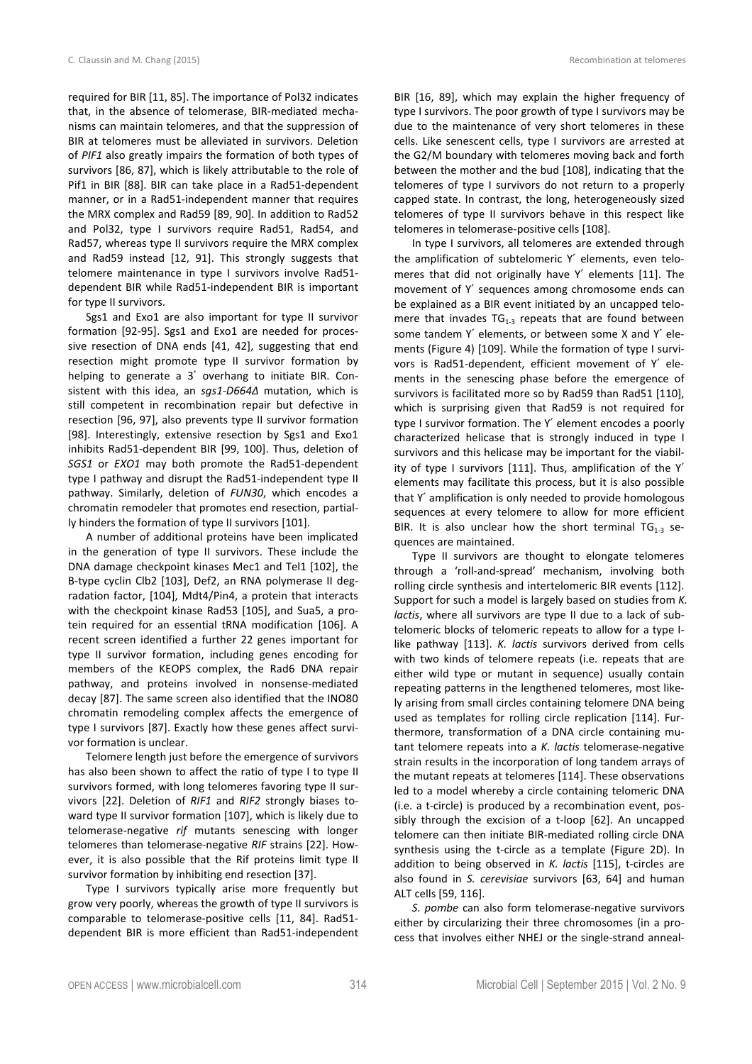required for BIR [11, 85]. The importance of Pol32 indicates that, in the absence of telomerase, BIR-mediated mechanisms can maintain telomeres, and that the suppression of BIR at telomeres must be alleviated in survivors. Deletion of *PIF1* also greatly impairs the formation of both types of survivors [86, 87], which is likely attributable to the role of Pif1 in BIR [88]. BIR can take place in a Rad51-dependent manner, or in a Rad51-independent manner that requires the MRX complex and Rad59 [89, 90]. In addition to Rad52 and Pol32, type I survivors require Rad51, Rad54, and Rad57, whereas type II survivors require the MRX complex and Rad59 instead [12, 91]. This strongly suggests that telomere maintenance in type I survivors involve Rad51-dependent BIR while Rad51-independent BIR is important for type II survivors.

Sgs1 and Exo1 are also important for type II survivor formation [92-95]. Sgs1 and Exo1 are needed for processive resection of DNA ends [41, 42], suggesting that end resection might promote type II survivor formation by helping to generate a 3′ overhang to initiate BIR. Consistent with this idea, an *sgs1-D664Δ* mutation, which is still competent in recombination repair but defective in resection [96, 97], also prevents type II survivor formation [98]. Interestingly, extensive resection by Sgs1 and Exo1 inhibits Rad51-dependent BIR [99, 100]. Thus, deletion of *SGS1* or *EXO1* may both promote the Rad51-dependent type I pathway and disrupt the Rad51-independent type II pathway. Similarly, deletion of *FUN30*, which encodes a chromatin remodeler that promotes end resection, partially hinders the formation of type II survivors [101].

A number of additional proteins have been implicated in the generation of type II survivors. These include the DNA damage checkpoint kinases Mec1 and Tel1 [102], the B-type cyclin Clb2 [103], Def2, an RNA polymerase II degradation factor, [104], Mdt4/Pin4, a protein that interacts with the checkpoint kinase Rad53 [105], and Sua5, a protein required for an essential tRNA modification [106]. A recent screen identified a further 22 genes important for type II survivor formation, including genes encoding for members of the KEOPS complex, the Rad6 DNA repair pathway, and proteins involved in nonsense-mediated decay [87]. The same screen also identified that the INO80 chromatin remodeling complex affects the emergence of type I survivors [87]. Exactly how these genes affect survivor formation is unclear.

Telomere length just before the emergence of survivors has also been shown to affect the ratio of type I to type II survivors formed, with long telomeres favoring type II survivors [22]. Deletion of *RIF1* and *RIF2* strongly biases toward type II survivor formation [107], which is likely due to telomerase-negative *rif* mutants senescing with longer telomeres than telomerase-negative *RIF* strains [22]. However, it is also possible that the Rif proteins limit type II survivor formation by inhibiting end resection [37].

Type I survivors typically arise more frequently but grow very poorly, whereas the growth of type II survivors is comparable to telomerase-positive cells [11, 84]. Rad51-dependent BIR is more efficient than Rad51-independent BIR [16, 89], which may explain the higher frequency of type I survivors. The poor growth of type I survivors may be due to the maintenance of very short telomeres in these cells. Like senescent cells, type I survivors are arrested at the G2/M boundary with telomeres moving back and forth between the mother and the bud [108], indicating that the telomeres of type I survivors do not return to a properly capped state. In contrast, the long, heterogeneously sized telomeres of type II survivors behave in this respect like telomeres in telomerase-positive cells [108].

In type I survivors, all telomeres are extended through the amplification of subtelomeric Y′ elements, even telomeres that did not originally have Y′ elements [11]. The movement of Y′ sequences among chromosome ends can be explained as a BIR event initiated by an uncapped telomere that invades $TG_{1\text{-}3}$ repeats that are found between some tandem Y′ elements, or between some X and Y′ elements (Figure 4) [109]. While the formation of type I survivors is Rad51-dependent, efficient movement of Y′ elements in the senescing phase before the emergence of survivors is facilitated more so by Rad59 than Rad51 [110], which is surprising given that Rad59 is not required for type I survivor formation. The Y′ element encodes a poorly characterized helicase that is strongly induced in type I survivors and this helicase may be important for the viability of type I survivors [111]. Thus, amplification of the Y′ elements may facilitate this process, but it is also possible that Y′ amplification is only needed to provide homologous sequences at every telomere to allow for more efficient BIR. It is also unclear how the short terminal $TG_{1\text{-}3}$ sequences are maintained.

Type II survivors are thought to elongate telomeres through a 'roll-and-spread' mechanism, involving both rolling circle synthesis and intertelomeric BIR events [112]. Support for such a model is largely based on studies from *K. lactis*, where all survivors are type II due to a lack of subtelomeric blocks of telomeric repeats to allow for a type I-like pathway [113]. *K. lactis* survivors derived from cells with two kinds of telomere repeats (i.e. repeats that are either wild type or mutant in sequence) usually contain repeating patterns in the lengthened telomeres, most likely arising from small circles containing telomere DNA being used as templates for rolling circle replication [114]. Furthermore, transformation of a DNA circle containing mutant telomere repeats into a *K. lactis* telomerase-negative strain results in the incorporation of long tandem arrays of the mutant repeats at telomeres [114]. These observations led to a model whereby a circle containing telomeric DNA (i.e. a t-circle) is produced by a recombination event, possibly through the excision of a t-loop [62]. An uncapped telomere can then initiate BIR-mediated rolling circle DNA synthesis using the t-circle as a template (Figure 2D). In addition to being observed in *K. lactis* [115], t-circles are also found in *S. cerevisiae* survivors [63, 64] and human ALT cells [59, 116].

*S. pombe* can also form telomerase-negative survivors either by circularizing their three chromosomes (in a process that involves either NHEJ or the single-strand anneal-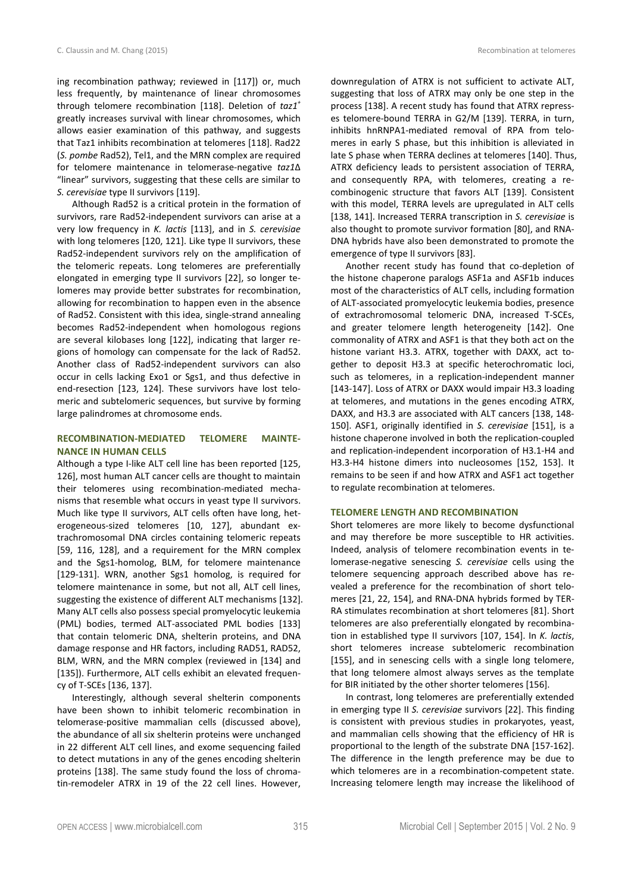ing recombination pathway; reviewed in [117]) or, much less frequently, by maintenance of linear chromosomes through telomere recombination [118]. Deletion of *taz1*$^{+}$ greatly increases survival with linear chromosomes, which allows easier examination of this pathway, and suggests that Taz1 inhibits recombination at telomeres [118]. Rad22 (*S. pombe* Rad52), Tel1, and the MRN complex are required for telomere maintenance in telomerase-negative *taz1*Δ "linear" survivors, suggesting that these cells are similar to *S. cerevisiae* type II survivors [119].

Although Rad52 is a critical protein in the formation of survivors, rare Rad52-independent survivors can arise at a very low frequency in *K. lactis* [113], and in *S. cerevisiae* with long telomeres [120, 121]. Like type II survivors, these Rad52-independent survivors rely on the amplification of the telomeric repeats. Long telomeres are preferentially elongated in emerging type II survivors [22], so longer telomeres may provide better substrates for recombination, allowing for recombination to happen even in the absence of Rad52. Consistent with this idea, single-strand annealing becomes Rad52-independent when homologous regions are several kilobases long [122], indicating that larger regions of homology can compensate for the lack of Rad52. Another class of Rad52-independent survivors can also occur in cells lacking Exo1 or Sgs1, and thus defective in end-resection [123, 124]. These survivors have lost telomeric and subtelomeric sequences, but survive by forming large palindromes at chromosome ends.

## RECOMBINATION-MEDIATED TELOMERE MAINTENANCE IN HUMAN CELLS

Although a type I-like ALT cell line has been reported [125, 126], most human ALT cancer cells are thought to maintain their telomeres using recombination-mediated mechanisms that resemble what occurs in yeast type II survivors. Much like type II survivors, ALT cells often have long, heterogeneous-sized telomeres [10, 127], abundant extrachromosomal DNA circles containing telomeric repeats [59, 116, 128], and a requirement for the MRN complex and the Sgs1-homolog, BLM, for telomere maintenance [129-131]. WRN, another Sgs1 homolog, is required for telomere maintenance in some, but not all, ALT cell lines, suggesting the existence of different ALT mechanisms [132]. Many ALT cells also possess special promyelocytic leukemia (PML) bodies, termed ALT-associated PML bodies [133] that contain telomeric DNA, shelterin proteins, and DNA damage response and HR factors, including RAD51, RAD52, BLM, WRN, and the MRN complex (reviewed in [134] and [135]). Furthermore, ALT cells exhibit an elevated frequency of T-SCEs [136, 137].

Interestingly, although several shelterin components have been shown to inhibit telomeric recombination in telomerase-positive mammalian cells (discussed above), the abundance of all six shelterin proteins were unchanged in 22 different ALT cell lines, and exome sequencing failed to detect mutations in any of the genes encoding shelterin proteins [138]. The same study found the loss of chromatin-remodeler ATRX in 19 of the 22 cell lines. However, downregulation of ATRX is not sufficient to activate ALT, suggesting that loss of ATRX may only be one step in the process [138]. A recent study has found that ATRX represses telomere-bound TERRA in G2/M [139]. TERRA, in turn, inhibits hnRNPA1-mediated removal of RPA from telomeres in early S phase, but this inhibition is alleviated in late S phase when TERRA declines at telomeres [140]. Thus, ATRX deficiency leads to persistent association of TERRA, and consequently RPA, with telomeres, creating a recombinogenic structure that favors ALT [139]. Consistent with this model, TERRA levels are upregulated in ALT cells [138, 141]. Increased TERRA transcription in *S. cerevisiae* is also thought to promote survivor formation [80], and RNA-DNA hybrids have also been demonstrated to promote the emergence of type II survivors [83].

Another recent study has found that co-depletion of the histone chaperone paralogs ASF1a and ASF1b induces most of the characteristics of ALT cells, including formation of ALT-associated promyelocytic leukemia bodies, presence of extrachromosomal telomeric DNA, increased T-SCEs, and greater telomere length heterogeneity [142]. One commonality of ATRX and ASF1 is that they both act on the histone variant H3.3. ATRX, together with DAXX, act together to deposit H3.3 at specific heterochromatic loci, such as telomeres, in a replication-independent manner [143-147]. Loss of ATRX or DAXX would impair H3.3 loading at telomeres, and mutations in the genes encoding ATRX, DAXX, and H3.3 are associated with ALT cancers [138, 148-150]. ASF1, originally identified in *S. cerevisiae* [151], is a histone chaperone involved in both the replication-coupled and replication-independent incorporation of H3.1-H4 and H3.3-H4 histone dimers into nucleosomes [152, 153]. It remains to be seen if and how ATRX and ASF1 act together to regulate recombination at telomeres.

## TELOMERE LENGTH AND RECOMBINATION

Short telomeres are more likely to become dysfunctional and may therefore be more susceptible to HR activities. Indeed, analysis of telomere recombination events in telomerase-negative senescing *S. cerevisiae* cells using the telomere sequencing approach described above has revealed a preference for the recombination of short telomeres [21, 22, 154], and RNA-DNA hybrids formed by TERRA stimulates recombination at short telomeres [81]. Short telomeres are also preferentially elongated by recombination in established type II survivors [107, 154]. In *K. lactis*, short telomeres increase subtelomeric recombination [155], and in senescing cells with a single long telomere, that long telomere almost always serves as the template for BIR initiated by the other shorter telomeres [156].

In contrast, long telomeres are preferentially extended in emerging type II *S. cerevisiae* survivors [22]. This finding is consistent with previous studies in prokaryotes, yeast, and mammalian cells showing that the efficiency of HR is proportional to the length of the substrate DNA [157-162]. The difference in the length preference may be due to which telomeres are in a recombination-competent state. Increasing telomere length may increase the likelihood of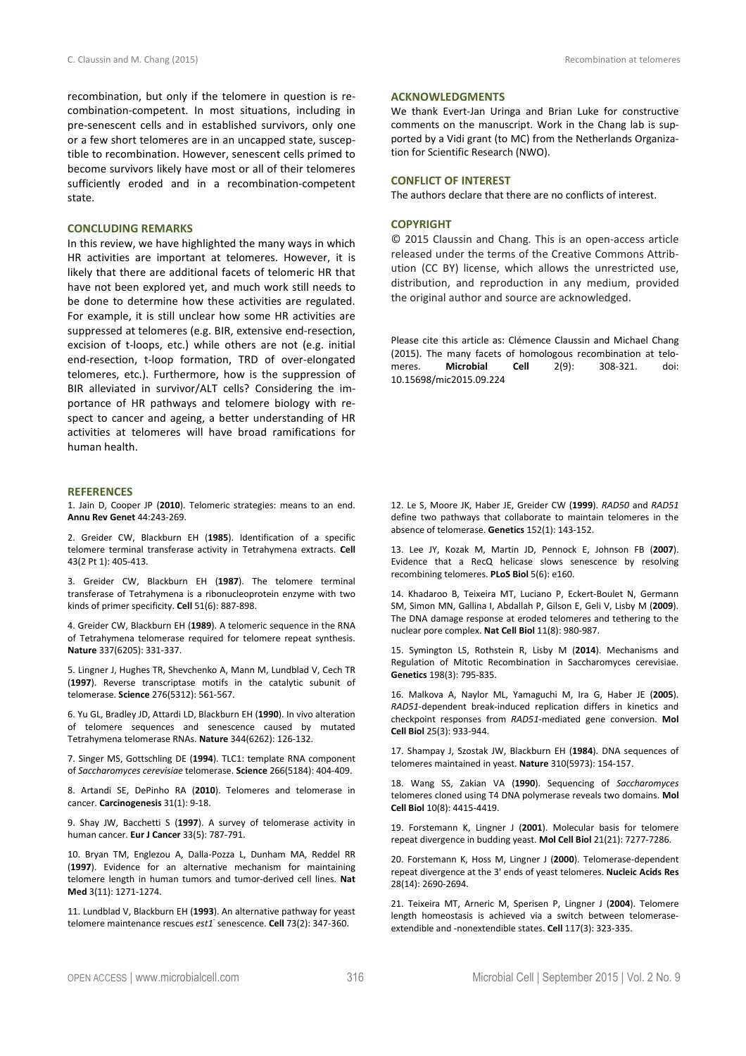recombination, but only if the telomere in question is recombination-competent. In most situations, including in pre-senescent cells and in established survivors, only one or a few short telomeres are in an uncapped state, susceptible to recombination. However, senescent cells primed to become survivors likely have most or all of their telomeres sufficiently eroded and in a recombination-competent state.

## CONCLUDING REMARKS

In this review, we have highlighted the many ways in which HR activities are important at telomeres. However, it is likely that there are additional facets of telomeric HR that have not been explored yet, and much work still needs to be done to determine how these activities are regulated. For example, it is still unclear how some HR activities are suppressed at telomeres (e.g. BIR, extensive end-resection, excision of t-loops, etc.) while others are not (e.g. initial end-resection, t-loop formation, TRD of over-elongated telomeres, etc.). Furthermore, how is the suppression of BIR alleviated in survivor/ALT cells? Considering the importance of HR pathways and telomere biology with respect to cancer and ageing, a better understanding of HR activities at telomeres will have broad ramifications for human health.

## ACKNOWLEDGMENTS

We thank Evert-Jan Uringa and Brian Luke for constructive comments on the manuscript. Work in the Chang lab is supported by a Vidi grant (to MC) from the Netherlands Organization for Scientific Research (NWO).

## CONFLICT OF INTEREST

The authors declare that there are no conflicts of interest.

## COPYRIGHT

© 2015 Claussin and Chang. This is an open-access article released under the terms of the Creative Commons Attribution (CC BY) license, which allows the unrestricted use, distribution, and reproduction in any medium, provided the original author and source are acknowledged.

Please cite this article as: Clémence Claussin and Michael Chang (2015). The many facets of homologous recombination at telomeres. **Microbial Cell** 2(9): 308-321. doi: 10.15698/mic2015.09.224

## REFERENCES

1. Jain D, Cooper JP (**2010**). Telomeric strategies: means to an end. **Annu Rev Genet** 44:243-269.

2. Greider CW, Blackburn EH (**1985**). Identification of a specific telomere terminal transferase activity in Tetrahymena extracts. **Cell** 43(2 Pt 1): 405-413.

3. Greider CW, Blackburn EH (**1987**). The telomere terminal transferase of Tetrahymena is a ribonucleoprotein enzyme with two kinds of primer specificity. **Cell** 51(6): 887-898.

4. Greider CW, Blackburn EH (**1989**). A telomeric sequence in the RNA of Tetrahymena telomerase required for telomere repeat synthesis. **Nature** 337(6205): 331-337.

5. Lingner J, Hughes TR, Shevchenko A, Mann M, Lundblad V, Cech TR (**1997**). Reverse transcriptase motifs in the catalytic subunit of telomerase. **Science** 276(5312): 561-567.

6. Yu GL, Bradley JD, Attardi LD, Blackburn EH (**1990**). In vivo alteration of telomere sequences and senescence caused by mutated Tetrahymena telomerase RNAs. **Nature** 344(6262): 126-132.

7. Singer MS, Gottschling DE (**1994**). TLC1: template RNA component of *Saccharomyces cerevisiae* telomerase. **Science** 266(5184): 404-409.

8. Artandi SE, DePinho RA (**2010**). Telomeres and telomerase in cancer. **Carcinogenesis** 31(1): 9-18.

9. Shay JW, Bacchetti S (**1997**). A survey of telomerase activity in human cancer. **Eur J Cancer** 33(5): 787-791.

10. Bryan TM, Englezou A, Dalla-Pozza L, Dunham MA, Reddel RR (**1997**). Evidence for an alternative mechanism for maintaining telomere length in human tumors and tumor-derived cell lines. **Nat Med** 3(11): 1271-1274.

11. Lundblad V, Blackburn EH (**1993**). An alternative pathway for yeast telomere maintenance rescues *est1*⁻ senescence. **Cell** 73(2): 347-360.

12. Le S, Moore JK, Haber JE, Greider CW (**1999**). *RAD50* and *RAD51* define two pathways that collaborate to maintain telomeres in the absence of telomerase. **Genetics** 152(1): 143-152.

13. Lee JY, Kozak M, Martin JD, Pennock E, Johnson FB (**2007**). Evidence that a RecQ helicase slows senescence by resolving recombining telomeres. **PLoS Biol** 5(6): e160.

14. Khadaroo B, Teixeira MT, Luciano P, Eckert-Boulet N, Germann SM, Simon MN, Gallina I, Abdallah P, Gilson E, Geli V, Lisby M (**2009**). The DNA damage response at eroded telomeres and tethering to the nuclear pore complex. **Nat Cell Biol** 11(8): 980-987.

15. Symington LS, Rothstein R, Lisby M (**2014**). Mechanisms and Regulation of Mitotic Recombination in Saccharomyces cerevisiae. **Genetics** 198(3): 795-835.

16. Malkova A, Naylor ML, Yamaguchi M, Ira G, Haber JE (**2005**). *RAD51*-dependent break-induced replication differs in kinetics and checkpoint responses from *RAD51*-mediated gene conversion. **Mol Cell Biol** 25(3): 933-944.

17. Shampay J, Szostak JW, Blackburn EH (**1984**). DNA sequences of telomeres maintained in yeast. **Nature** 310(5973): 154-157.

18. Wang SS, Zakian VA (**1990**). Sequencing of *Saccharomyces* telomeres cloned using T4 DNA polymerase reveals two domains. **Mol Cell Biol** 10(8): 4415-4419.

19. Forstemann K, Lingner J (**2001**). Molecular basis for telomere repeat divergence in budding yeast. **Mol Cell Biol** 21(21): 7277-7286.

20. Forstemann K, Hoss M, Lingner J (**2000**). Telomerase-dependent repeat divergence at the 3' ends of yeast telomeres. **Nucleic Acids Res** 28(14): 2690-2694.

21. Teixeira MT, Arneric M, Sperisen P, Lingner J (**2004**). Telomere length homeostasis is achieved via a switch between telomerase-extendible and -nonextendible states. **Cell** 117(3): 323-335.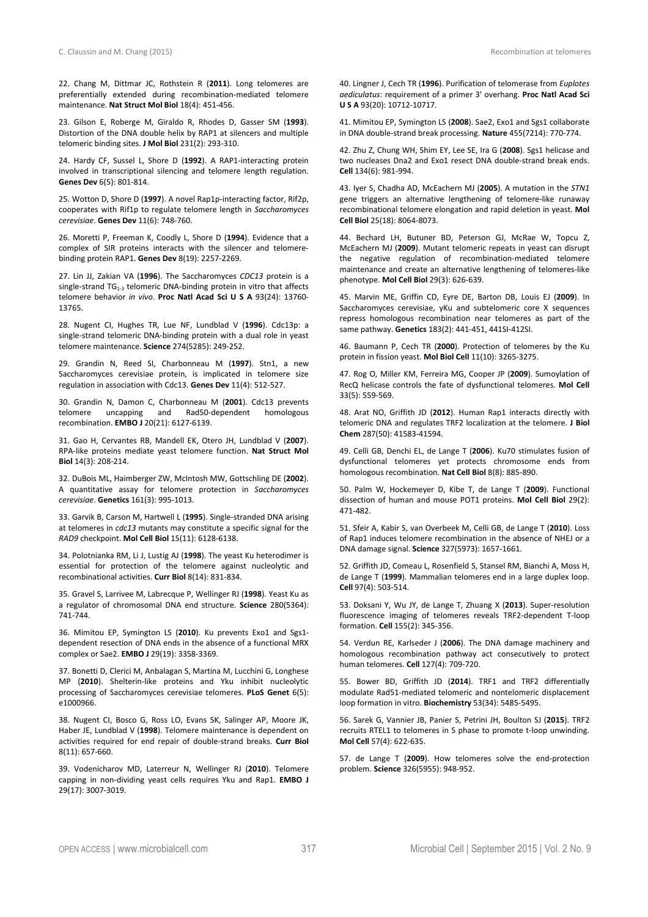22. Chang M, Dittmar JC, Rothstein R (**2011**). Long telomeres are preferentially extended during recombination-mediated telomere maintenance. **Nat Struct Mol Biol** 18(4): 451-456.

23. Gilson E, Roberge M, Giraldo R, Rhodes D, Gasser SM (**1993**). Distortion of the DNA double helix by RAP1 at silencers and multiple telomeric binding sites. **J Mol Biol** 231(2): 293-310.

24. Hardy CF, Sussel L, Shore D (**1992**). A RAP1-interacting protein involved in transcriptional silencing and telomere length regulation. **Genes Dev** 6(5): 801-814.

25. Wotton D, Shore D (**1997**). A novel Rap1p-interacting factor, Rif2p, cooperates with Rif1p to regulate telomere length in *Saccharomyces cerevisiae*. **Genes Dev** 11(6): 748-760.

26. Moretti P, Freeman K, Coodly L, Shore D (**1994**). Evidence that a complex of SIR proteins interacts with the silencer and telomere-binding protein RAP1. **Genes Dev** 8(19): 2257-2269.

27. Lin JJ, Zakian VA (**1996**). The Saccharomyces *CDC13* protein is a single-strand $TG_{1-3}$ telomeric DNA-binding protein in vitro that affects telomere behavior *in vivo*. **Proc Natl Acad Sci U S A** 93(24): 13760-13765.

28. Nugent CI, Hughes TR, Lue NF, Lundblad V (**1996**). Cdc13p: a single-strand telomeric DNA-binding protein with a dual role in yeast telomere maintenance. **Science** 274(5285): 249-252.

29. Grandin N, Reed SI, Charbonneau M (**1997**). Stn1, a new Saccharomyces cerevisiae protein, is implicated in telomere size regulation in association with Cdc13. **Genes Dev** 11(4): 512-527.

30. Grandin N, Damon C, Charbonneau M (**2001**). Cdc13 prevents telomere uncapping and Rad50-dependent homologous recombination. **EMBO J** 20(21): 6127-6139.

31. Gao H, Cervantes RB, Mandell EK, Otero JH, Lundblad V (**2007**). RPA-like proteins mediate yeast telomere function. **Nat Struct Mol Biol** 14(3): 208-214.

32. DuBois ML, Haimberger ZW, McIntosh MW, Gottschling DE (**2002**). A quantitative assay for telomere protection in *Saccharomyces cerevisiae*. **Genetics** 161(3): 995-1013.

33. Garvik B, Carson M, Hartwell L (**1995**). Single-stranded DNA arising at telomeres in *cdc13* mutants may constitute a specific signal for the *RAD9* checkpoint. **Mol Cell Biol** 15(11): 6128-6138.

34. Polotnianka RM, Li J, Lustig AJ (**1998**). The yeast Ku heterodimer is essential for protection of the telomere against nucleolytic and recombinational activities. **Curr Biol** 8(14): 831-834.

35. Gravel S, Larrivee M, Labrecque P, Wellinger RJ (**1998**). Yeast Ku as a regulator of chromosomal DNA end structure. **Science** 280(5364): 741-744.

36. Mimitou EP, Symington LS (**2010**). Ku prevents Exo1 and Sgs1-dependent resection of DNA ends in the absence of a functional MRX complex or Sae2. **EMBO J** 29(19): 3358-3369.

37. Bonetti D, Clerici M, Anbalagan S, Martina M, Lucchini G, Longhese MP (**2010**). Shelterin-like proteins and Yku inhibit nucleolytic processing of Saccharomyces cerevisiae telomeres. **PLoS Genet** 6(5): e1000966.

38. Nugent CI, Bosco G, Ross LO, Evans SK, Salinger AP, Moore JK, Haber JE, Lundblad V (**1998**). Telomere maintenance is dependent on activities required for end repair of double-strand breaks. **Curr Biol** 8(11): 657-660.

39. Vodenicharov MD, Laterreur N, Wellinger RJ (**2010**). Telomere capping in non-dividing yeast cells requires Yku and Rap1. **EMBO J** 29(17): 3007-3019.

40. Lingner J, Cech TR (**1996**). Purification of telomerase from *Euplotes aediculatus*: requirement of a primer 3' overhang. **Proc Natl Acad Sci U S A** 93(20): 10712-10717.

41. Mimitou EP, Symington LS (**2008**). Sae2, Exo1 and Sgs1 collaborate in DNA double-strand break processing. **Nature** 455(7214): 770-774.

42. Zhu Z, Chung WH, Shim EY, Lee SE, Ira G (**2008**). Sgs1 helicase and two nucleases Dna2 and Exo1 resect DNA double-strand break ends. **Cell** 134(6): 981-994.

43. Iyer S, Chadha AD, McEachern MJ (**2005**). A mutation in the *STN1* gene triggers an alternative lengthening of telomere-like runaway recombinational telomere elongation and rapid deletion in yeast. **Mol Cell Biol** 25(18): 8064-8073.

44. Bechard LH, Butuner BD, Peterson GJ, McRae W, Topcu Z, McEachern MJ (**2009**). Mutant telomeric repeats in yeast can disrupt the negative regulation of recombination-mediated telomere maintenance and create an alternative lengthening of telomeres-like phenotype. **Mol Cell Biol** 29(3): 626-639.

45. Marvin ME, Griffin CD, Eyre DE, Barton DB, Louis EJ (**2009**). In Saccharomyces cerevisiae, yKu and subtelomeric core X sequences repress homologous recombination near telomeres as part of the same pathway. **Genetics** 183(2): 441-451, 441SI-412SI.

46. Baumann P, Cech TR (**2000**). Protection of telomeres by the Ku protein in fission yeast. **Mol Biol Cell** 11(10): 3265-3275.

47. Rog O, Miller KM, Ferreira MG, Cooper JP (**2009**). Sumoylation of RecQ helicase controls the fate of dysfunctional telomeres. **Mol Cell** 33(5): 559-569.

48. Arat NO, Griffith JD (**2012**). Human Rap1 interacts directly with telomeric DNA and regulates TRF2 localization at the telomere. **J Biol Chem** 287(50): 41583-41594.

49. Celli GB, Denchi EL, de Lange T (**2006**). Ku70 stimulates fusion of dysfunctional telomeres yet protects chromosome ends from homologous recombination. **Nat Cell Biol** 8(8): 885-890.

50. Palm W, Hockemeyer D, Kibe T, de Lange T (**2009**). Functional dissection of human and mouse POT1 proteins. **Mol Cell Biol** 29(2): 471-482.

51. Sfeir A, Kabir S, van Overbeek M, Celli GB, de Lange T (**2010**). Loss of Rap1 induces telomere recombination in the absence of NHEJ or a DNA damage signal. **Science** 327(5973): 1657-1661.

52. Griffith JD, Comeau L, Rosenfield S, Stansel RM, Bianchi A, Moss H, de Lange T (**1999**). Mammalian telomeres end in a large duplex loop. **Cell** 97(4): 503-514.

53. Doksani Y, Wu JY, de Lange T, Zhuang X (**2013**). Super-resolution fluorescence imaging of telomeres reveals TRF2-dependent T-loop formation. **Cell** 155(2): 345-356.

54. Verdun RE, Karlseder J (**2006**). The DNA damage machinery and homologous recombination pathway act consecutively to protect human telomeres. **Cell** 127(4): 709-720.

55. Bower BD, Griffith JD (**2014**). TRF1 and TRF2 differentially modulate Rad51-mediated telomeric and nontelomeric displacement loop formation in vitro. **Biochemistry** 53(34): 5485-5495.

56. Sarek G, Vannier JB, Panier S, Petrini JH, Boulton SJ (**2015**). TRF2 recruits RTEL1 to telomeres in S phase to promote t-loop unwinding. **Mol Cell** 57(4): 622-635.

57. de Lange T (**2009**). How telomeres solve the end-protection problem. **Science** 326(5955): 948-952.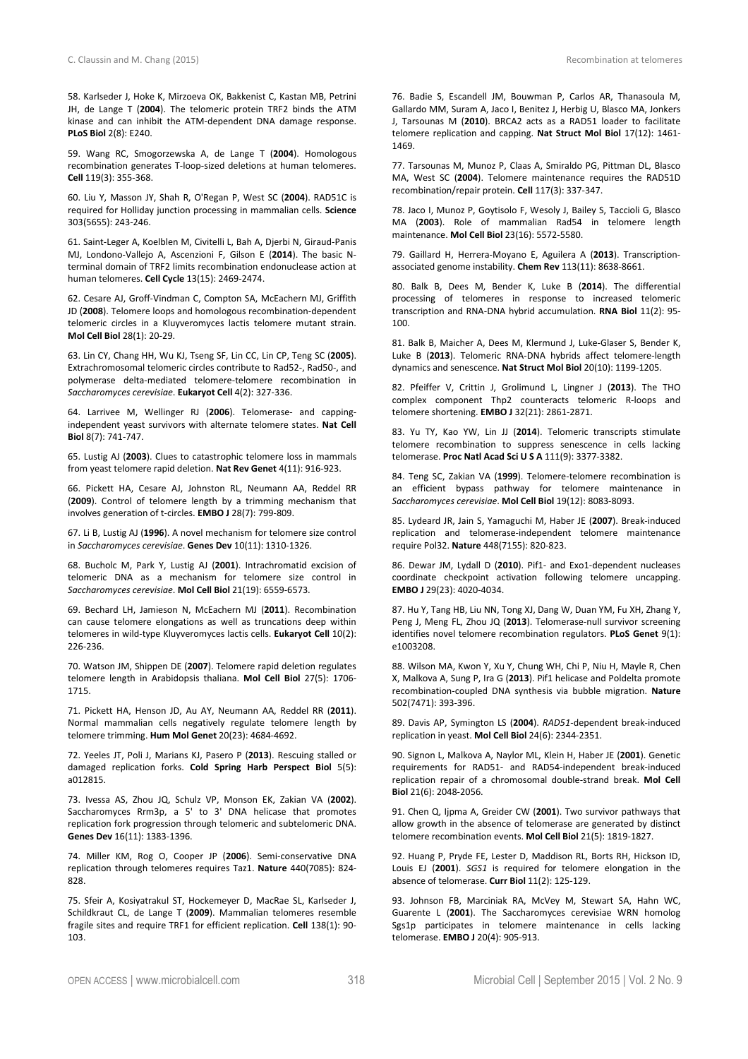58. Karlseder J, Hoke K, Mirzoeva OK, Bakkenist C, Kastan MB, Petrini JH, de Lange T (**2004**). The telomeric protein TRF2 binds the ATM kinase and can inhibit the ATM-dependent DNA damage response. **PLoS Biol** 2(8): E240.

59. Wang RC, Smogorzewska A, de Lange T (**2004**). Homologous recombination generates T-loop-sized deletions at human telomeres. **Cell** 119(3): 355-368.

60. Liu Y, Masson JY, Shah R, O'Regan P, West SC (**2004**). RAD51C is required for Holliday junction processing in mammalian cells. **Science** 303(5655): 243-246.

61. Saint-Leger A, Koelblen M, Civitelli L, Bah A, Djerbi N, Giraud-Panis MJ, Londono-Vallejo A, Ascenzioni F, Gilson E (**2014**). The basic N-terminal domain of TRF2 limits recombination endonuclease action at human telomeres. **Cell Cycle** 13(15): 2469-2474.

62. Cesare AJ, Groff-Vindman C, Compton SA, McEachern MJ, Griffith JD (**2008**). Telomere loops and homologous recombination-dependent telomeric circles in a Kluyveromyces lactis telomere mutant strain. **Mol Cell Biol** 28(1): 20-29.

63. Lin CY, Chang HH, Wu KJ, Tseng SF, Lin CC, Lin CP, Teng SC (**2005**). Extrachromosomal telomeric circles contribute to Rad52-, Rad50-, and polymerase delta-mediated telomere-telomere recombination in *Saccharomyces cerevisiae*. **Eukaryot Cell** 4(2): 327-336.

64. Larrivee M, Wellinger RJ (**2006**). Telomerase- and capping-independent yeast survivors with alternate telomere states. **Nat Cell Biol** 8(7): 741-747.

65. Lustig AJ (**2003**). Clues to catastrophic telomere loss in mammals from yeast telomere rapid deletion. **Nat Rev Genet** 4(11): 916-923.

66. Pickett HA, Cesare AJ, Johnston RL, Neumann AA, Reddel RR (**2009**). Control of telomere length by a trimming mechanism that involves generation of t-circles. **EMBO J** 28(7): 799-809.

67. Li B, Lustig AJ (**1996**). A novel mechanism for telomere size control in *Saccharomyces cerevisiae*. **Genes Dev** 10(11): 1310-1326.

68. Bucholc M, Park Y, Lustig AJ (**2001**). Intrachromatid excision of telomeric DNA as a mechanism for telomere size control in *Saccharomyces cerevisiae*. **Mol Cell Biol** 21(19): 6559-6573.

69. Bechard LH, Jamieson N, McEachern MJ (**2011**). Recombination can cause telomere elongations as well as truncations deep within telomeres in wild-type Kluyveromyces lactis cells. **Eukaryot Cell** 10(2): 226-236.

70. Watson JM, Shippen DE (**2007**). Telomere rapid deletion regulates telomere length in Arabidopsis thaliana. **Mol Cell Biol** 27(5): 1706-1715.

71. Pickett HA, Henson JD, Au AY, Neumann AA, Reddel RR (**2011**). Normal mammalian cells negatively regulate telomere length by telomere trimming. **Hum Mol Genet** 20(23): 4684-4692.

72. Yeeles JT, Poli J, Marians KJ, Pasero P (**2013**). Rescuing stalled or damaged replication forks. **Cold Spring Harb Perspect Biol** 5(5): a012815.

73. Ivessa AS, Zhou JQ, Schulz VP, Monson EK, Zakian VA (**2002**). Saccharomyces Rrm3p, a 5' to 3' DNA helicase that promotes replication fork progression through telomeric and subtelomeric DNA. **Genes Dev** 16(11): 1383-1396.

74. Miller KM, Rog O, Cooper JP (**2006**). Semi-conservative DNA replication through telomeres requires Taz1. **Nature** 440(7085): 824-828.

75. Sfeir A, Kosiyatrakul ST, Hockemeyer D, MacRae SL, Karlseder J, Schildkraut CL, de Lange T (**2009**). Mammalian telomeres resemble fragile sites and require TRF1 for efficient replication. **Cell** 138(1): 90-103.

76. Badie S, Escandell JM, Bouwman P, Carlos AR, Thanasoula M, Gallardo MM, Suram A, Jaco I, Benitez J, Herbig U, Blasco MA, Jonkers J, Tarsounas M (**2010**). BRCA2 acts as a RAD51 loader to facilitate telomere replication and capping. **Nat Struct Mol Biol** 17(12): 1461-1469.

77. Tarsounas M, Munoz P, Claas A, Smiraldo PG, Pittman DL, Blasco MA, West SC (**2004**). Telomere maintenance requires the RAD51D recombination/repair protein. **Cell** 117(3): 337-347.

78. Jaco I, Munoz P, Goytisolo F, Wesoly J, Bailey S, Taccioli G, Blasco MA (**2003**). Role of mammalian Rad54 in telomere length maintenance. **Mol Cell Biol** 23(16): 5572-5580.

79. Gaillard H, Herrera-Moyano E, Aguilera A (**2013**). Transcription-associated genome instability. **Chem Rev** 113(11): 8638-8661.

80. Balk B, Dees M, Bender K, Luke B (**2014**). The differential processing of telomeres in response to increased telomeric transcription and RNA-DNA hybrid accumulation. **RNA Biol** 11(2): 95-100.

81. Balk B, Maicher A, Dees M, Klermund J, Luke-Glaser S, Bender K, Luke B (**2013**). Telomeric RNA-DNA hybrids affect telomere-length dynamics and senescence. **Nat Struct Mol Biol** 20(10): 1199-1205.

82. Pfeiffer V, Crittin J, Grolimund L, Lingner J (**2013**). The THO complex component Thp2 counteracts telomeric R-loops and telomere shortening. **EMBO J** 32(21): 2861-2871.

83. Yu TY, Kao YW, Lin JJ (**2014**). Telomeric transcripts stimulate telomere recombination to suppress senescence in cells lacking telomerase. **Proc Natl Acad Sci U S A** 111(9): 3377-3382.

84. Teng SC, Zakian VA (**1999**). Telomere-telomere recombination is an efficient bypass pathway for telomere maintenance in *Saccharomyces cerevisiae*. **Mol Cell Biol** 19(12): 8083-8093.

85. Lydeard JR, Jain S, Yamaguchi M, Haber JE (**2007**). Break-induced replication and telomerase-independent telomere maintenance require Pol32. **Nature** 448(7155): 820-823.

86. Dewar JM, Lydall D (**2010**). Pif1- and Exo1-dependent nucleases coordinate checkpoint activation following telomere uncapping. **EMBO J** 29(23): 4020-4034.

87. Hu Y, Tang HB, Liu NN, Tong XJ, Dang W, Duan YM, Fu XH, Zhang Y, Peng J, Meng FL, Zhou JQ (**2013**). Telomerase-null survivor screening identifies novel telomere recombination regulators. **PLoS Genet** 9(1): e1003208.

88. Wilson MA, Kwon Y, Xu Y, Chung WH, Chi P, Niu H, Mayle R, Chen X, Malkova A, Sung P, Ira G (**2013**). Pif1 helicase and Poldelta promote recombination-coupled DNA synthesis via bubble migration. **Nature** 502(7471): 393-396.

89. Davis AP, Symington LS (**2004**). *RAD51*-dependent break-induced replication in yeast. **Mol Cell Biol** 24(6): 2344-2351.

90. Signon L, Malkova A, Naylor ML, Klein H, Haber JE (**2001**). Genetic requirements for RAD51- and RAD54-independent break-induced replication repair of a chromosomal double-strand break. **Mol Cell Biol** 21(6): 2048-2056.

91. Chen Q, Ijpma A, Greider CW (**2001**). Two survivor pathways that allow growth in the absence of telomerase are generated by distinct telomere recombination events. **Mol Cell Biol** 21(5): 1819-1827.

92. Huang P, Pryde FE, Lester D, Maddison RL, Borts RH, Hickson ID, Louis EJ (**2001**). *SGS1* is required for telomere elongation in the absence of telomerase. **Curr Biol** 11(2): 125-129.

93. Johnson FB, Marciniak RA, McVey M, Stewart SA, Hahn WC, Guarente L (**2001**). The Saccharomyces cerevisiae WRN homolog Sgs1p participates in telomere maintenance in cells lacking telomerase. **EMBO J** 20(4): 905-913.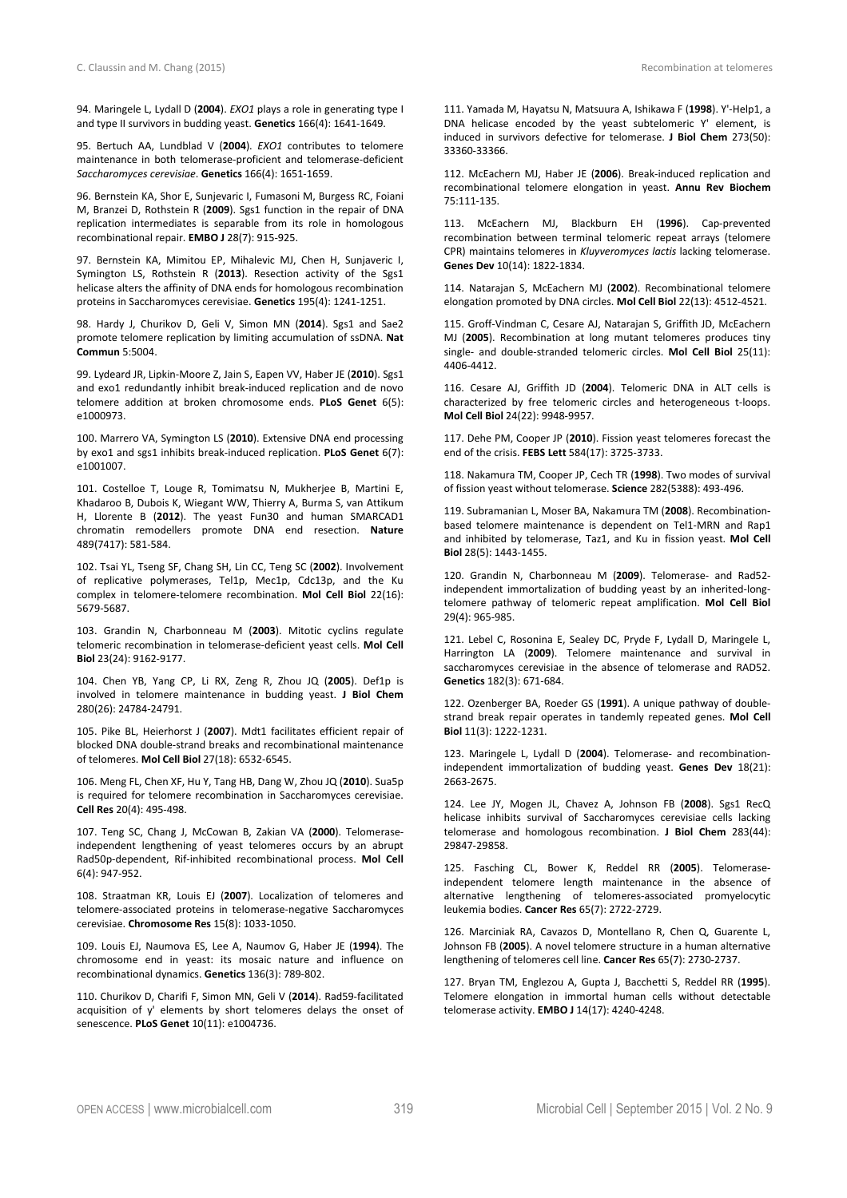94. Maringele L, Lydall D (**2004**). *EXO1* plays a role in generating type I and type II survivors in budding yeast. **Genetics** 166(4): 1641-1649.

95. Bertuch AA, Lundblad V (**2004**). *EXO1* contributes to telomere maintenance in both telomerase-proficient and telomerase-deficient *Saccharomyces cerevisiae*. **Genetics** 166(4): 1651-1659.

96. Bernstein KA, Shor E, Sunjevaric I, Fumasoni M, Burgess RC, Foiani M, Branzei D, Rothstein R (**2009**). Sgs1 function in the repair of DNA replication intermediates is separable from its role in homologous recombinational repair. **EMBO J** 28(7): 915-925.

97. Bernstein KA, Mimitou EP, Mihalevic MJ, Chen H, Sunjaveric I, Symington LS, Rothstein R (**2013**). Resection activity of the Sgs1 helicase alters the affinity of DNA ends for homologous recombination proteins in Saccharomyces cerevisiae. **Genetics** 195(4): 1241-1251.

98. Hardy J, Churikov D, Geli V, Simon MN (**2014**). Sgs1 and Sae2 promote telomere replication by limiting accumulation of ssDNA. **Nat Commun** 5:5004.

99. Lydeard JR, Lipkin-Moore Z, Jain S, Eapen VV, Haber JE (**2010**). Sgs1 and exo1 redundantly inhibit break-induced replication and de novo telomere addition at broken chromosome ends. **PLoS Genet** 6(5): e1000973.

100. Marrero VA, Symington LS (**2010**). Extensive DNA end processing by exo1 and sgs1 inhibits break-induced replication. **PLoS Genet** 6(7): e1001007.

101. Costelloe T, Louge R, Tomimatsu N, Mukherjee B, Martini E, Khadaroo B, Dubois K, Wiegant WW, Thierry A, Burma S, van Attikum H, Llorente B (**2012**). The yeast Fun30 and human SMARCAD1 chromatin remodellers promote DNA end resection. **Nature** 489(7417): 581-584.

102. Tsai YL, Tseng SF, Chang SH, Lin CC, Teng SC (**2002**). Involvement of replicative polymerases, Tel1p, Mec1p, Cdc13p, and the Ku complex in telomere-telomere recombination. **Mol Cell Biol** 22(16): 5679-5687.

103. Grandin N, Charbonneau M (**2003**). Mitotic cyclins regulate telomeric recombination in telomerase-deficient yeast cells. **Mol Cell Biol** 23(24): 9162-9177.

104. Chen YB, Yang CP, Li RX, Zeng R, Zhou JQ (**2005**). Def1p is involved in telomere maintenance in budding yeast. **J Biol Chem** 280(26): 24784-24791.

105. Pike BL, Heierhorst J (**2007**). Mdt1 facilitates efficient repair of blocked DNA double-strand breaks and recombinational maintenance of telomeres. **Mol Cell Biol** 27(18): 6532-6545.

106. Meng FL, Chen XF, Hu Y, Tang HB, Dang W, Zhou JQ (**2010**). Sua5p is required for telomere recombination in Saccharomyces cerevisiae. **Cell Res** 20(4): 495-498.

107. Teng SC, Chang J, McCowan B, Zakian VA (**2000**). Telomerase-independent lengthening of yeast telomeres occurs by an abrupt Rad50p-dependent, Rif-inhibited recombinational process. **Mol Cell** 6(4): 947-952.

108. Straatman KR, Louis EJ (**2007**). Localization of telomeres and telomere-associated proteins in telomerase-negative Saccharomyces cerevisiae. **Chromosome Res** 15(8): 1033-1050.

109. Louis EJ, Naumova ES, Lee A, Naumov G, Haber JE (**1994**). The chromosome end in yeast: its mosaic nature and influence on recombinational dynamics. **Genetics** 136(3): 789-802.

110. Churikov D, Charifi F, Simon MN, Geli V (**2014**). Rad59-facilitated acquisition of y' elements by short telomeres delays the onset of senescence. **PLoS Genet** 10(11): e1004736.

111. Yamada M, Hayatsu N, Matsuura A, Ishikawa F (**1998**). Y'-Help1, a DNA helicase encoded by the yeast subtelomeric Y' element, is induced in survivors defective for telomerase. **J Biol Chem** 273(50): 33360-33366.

112. McEachern MJ, Haber JE (**2006**). Break-induced replication and recombinational telomere elongation in yeast. **Annu Rev Biochem** 75:111-135.

113. McEachern MJ, Blackburn EH (**1996**). Cap-prevented recombination between terminal telomeric repeat arrays (telomere CPR) maintains telomeres in *Kluyveromyces lactis* lacking telomerase. **Genes Dev** 10(14): 1822-1834.

114. Natarajan S, McEachern MJ (**2002**). Recombinational telomere elongation promoted by DNA circles. **Mol Cell Biol** 22(13): 4512-4521.

115. Groff-Vindman C, Cesare AJ, Natarajan S, Griffith JD, McEachern MJ (**2005**). Recombination at long mutant telomeres produces tiny single- and double-stranded telomeric circles. **Mol Cell Biol** 25(11): 4406-4412.

116. Cesare AJ, Griffith JD (**2004**). Telomeric DNA in ALT cells is characterized by free telomeric circles and heterogeneous t-loops. **Mol Cell Biol** 24(22): 9948-9957.

117. Dehe PM, Cooper JP (**2010**). Fission yeast telomeres forecast the end of the crisis. **FEBS Lett** 584(17): 3725-3733.

118. Nakamura TM, Cooper JP, Cech TR (**1998**). Two modes of survival of fission yeast without telomerase. **Science** 282(5388): 493-496.

119. Subramanian L, Moser BA, Nakamura TM (**2008**). Recombination-based telomere maintenance is dependent on Tel1-MRN and Rap1 and inhibited by telomerase, Taz1, and Ku in fission yeast. **Mol Cell Biol** 28(5): 1443-1455.

120. Grandin N, Charbonneau M (**2009**). Telomerase- and Rad52-independent immortalization of budding yeast by an inherited-long-telomere pathway of telomeric repeat amplification. **Mol Cell Biol** 29(4): 965-985.

121. Lebel C, Rosonina E, Sealey DC, Pryde F, Lydall D, Maringele L, Harrington LA (**2009**). Telomere maintenance and survival in saccharomyces cerevisiae in the absence of telomerase and RAD52. **Genetics** 182(3): 671-684.

122. Ozenberger BA, Roeder GS (**1991**). A unique pathway of double-strand break repair operates in tandemly repeated genes. **Mol Cell Biol** 11(3): 1222-1231.

123. Maringele L, Lydall D (**2004**). Telomerase- and recombination-independent immortalization of budding yeast. **Genes Dev** 18(21): 2663-2675.

124. Lee JY, Mogen JL, Chavez A, Johnson FB (**2008**). Sgs1 RecQ helicase inhibits survival of Saccharomyces cerevisiae cells lacking telomerase and homologous recombination. **J Biol Chem** 283(44): 29847-29858.

125. Fasching CL, Bower K, Reddel RR (**2005**). Telomerase-independent telomere length maintenance in the absence of alternative lengthening of telomeres-associated promyelocytic leukemia bodies. **Cancer Res** 65(7): 2722-2729.

126. Marciniak RA, Cavazos D, Montellano R, Chen Q, Guarente L, Johnson FB (**2005**). A novel telomere structure in a human alternative lengthening of telomeres cell line. **Cancer Res** 65(7): 2730-2737.

127. Bryan TM, Englezou A, Gupta J, Bacchetti S, Reddel RR (**1995**). Telomere elongation in immortal human cells without detectable telomerase activity. **EMBO J** 14(17): 4240-4248.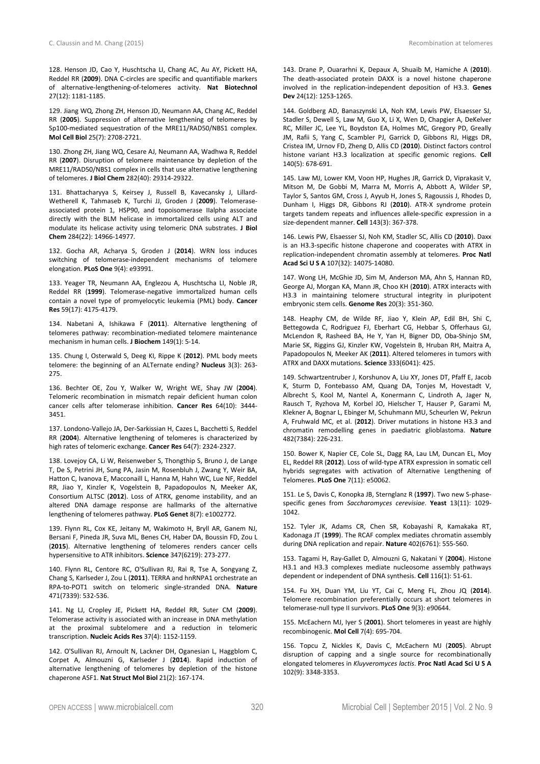128. Henson JD, Cao Y, Huschtscha LI, Chang AC, Au AY, Pickett HA, Reddel RR (**2009**). DNA C-circles are specific and quantifiable markers of alternative-lengthening-of-telomeres activity. **Nat Biotechnol** 27(12): 1181-1185.

129. Jiang WQ, Zhong ZH, Henson JD, Neumann AA, Chang AC, Reddel RR (**2005**). Suppression of alternative lengthening of telomeres by Sp100-mediated sequestration of the MRE11/RAD50/NBS1 complex. **Mol Cell Biol** 25(7): 2708-2721.

130. Zhong ZH, Jiang WQ, Cesare AJ, Neumann AA, Wadhwa R, Reddel RR (**2007**). Disruption of telomere maintenance by depletion of the MRE11/RAD50/NBS1 complex in cells that use alternative lengthening of telomeres. **J Biol Chem** 282(40): 29314-29322.

131. Bhattacharyya S, Keirsey J, Russell B, Kavecansky J, Lillard-Wetherell K, Tahmaseb K, Turchi JJ, Groden J (**2009**). Telomerase-associated protein 1, HSP90, and topoisomerase IIalpha associate directly with the BLM helicase in immortalized cells using ALT and modulate its helicase activity using telomeric DNA substrates. **J Biol Chem** 284(22): 14966-14977.

132. Gocha AR, Acharya S, Groden J (**2014**). WRN loss induces switching of telomerase-independent mechanisms of telomere elongation. **PLoS One** 9(4): e93991.

133. Yeager TR, Neumann AA, Englezou A, Huschtscha LI, Noble JR, Reddel RR (**1999**). Telomerase-negative immortalized human cells contain a novel type of promyelocytic leukemia (PML) body. **Cancer Res** 59(17): 4175-4179.

134. Nabetani A, Ishikawa F (**2011**). Alternative lengthening of telomeres pathway: recombination-mediated telomere maintenance mechanism in human cells. **J Biochem** 149(1): 5-14.

135. Chung I, Osterwald S, Deeg KI, Rippe K (**2012**). PML body meets telomere: the beginning of an ALTernate ending? **Nucleus** 3(3): 263-275.

136. Bechter OE, Zou Y, Walker W, Wright WE, Shay JW (**2004**). Telomeric recombination in mismatch repair deficient human colon cancer cells after telomerase inhibition. **Cancer Res** 64(10): 3444-3451.

137. Londono-Vallejo JA, Der-Sarkissian H, Cazes L, Bacchetti S, Reddel RR (**2004**). Alternative lengthening of telomeres is characterized by high rates of telomeric exchange. **Cancer Res** 64(7): 2324-2327.

138. Lovejoy CA, Li W, Reisenweber S, Thongthip S, Bruno J, de Lange T, De S, Petrini JH, Sung PA, Jasin M, Rosenbluh J, Zwang Y, Weir BA, Hatton C, Ivanova E, Macconaill L, Hanna M, Hahn WC, Lue NF, Reddel RR, Jiao Y, Kinzler K, Vogelstein B, Papadopoulos N, Meeker AK, Consortium ALTSC (**2012**). Loss of ATRX, genome instability, and an altered DNA damage response are hallmarks of the alternative lengthening of telomeres pathway. **PLoS Genet** 8(7): e1002772.

139. Flynn RL, Cox KE, Jeitany M, Wakimoto H, Bryll AR, Ganem NJ, Bersani F, Pineda JR, Suva ML, Benes CH, Haber DA, Boussin FD, Zou L (**2015**). Alternative lengthening of telomeres renders cancer cells hypersensitive to ATR inhibitors. **Science** 347(6219): 273-277.

140. Flynn RL, Centore RC, O'Sullivan RJ, Rai R, Tse A, Songyang Z, Chang S, Karlseder J, Zou L (**2011**). TERRA and hnRNPA1 orchestrate an RPA-to-POT1 switch on telomeric single-stranded DNA. **Nature** 471(7339): 532-536.

141. Ng LJ, Cropley JE, Pickett HA, Reddel RR, Suter CM (**2009**). Telomerase activity is associated with an increase in DNA methylation at the proximal subtelomere and a reduction in telomeric transcription. **Nucleic Acids Res** 37(4): 1152-1159.

142. O'Sullivan RJ, Arnoult N, Lackner DH, Oganesian L, Haggblom C, Corpet A, Almouzni G, Karlseder J (**2014**). Rapid induction of alternative lengthening of telomeres by depletion of the histone chaperone ASF1. **Nat Struct Mol Biol** 21(2): 167-174.

143. Drane P, Ouararhni K, Depaux A, Shuaib M, Hamiche A (**2010**). The death-associated protein DAXX is a novel histone chaperone involved in the replication-independent deposition of H3.3. **Genes Dev** 24(12): 1253-1265.

144. Goldberg AD, Banaszynski LA, Noh KM, Lewis PW, Elsaesser SJ, Stadler S, Dewell S, Law M, Guo X, Li X, Wen D, Chapgier A, DeKelver RC, Miller JC, Lee YL, Boydston EA, Holmes MC, Gregory PD, Greally JM, Rafii S, Yang C, Scambler PJ, Garrick D, Gibbons RJ, Higgs DR, Cristea IM, Urnov FD, Zheng D, Allis CD (**2010**). Distinct factors control histone variant H3.3 localization at specific genomic regions. **Cell** 140(5): 678-691.

145. Law MJ, Lower KM, Voon HP, Hughes JR, Garrick D, Viprakasit V, Mitson M, De Gobbi M, Marra M, Morris A, Abbott A, Wilder SP, Taylor S, Santos GM, Cross J, Ayyub H, Jones S, Ragoussis J, Rhodes D, Dunham I, Higgs DR, Gibbons RJ (**2010**). ATR-X syndrome protein targets tandem repeats and influences allele-specific expression in a size-dependent manner. **Cell** 143(3): 367-378.

146. Lewis PW, Elsaesser SJ, Noh KM, Stadler SC, Allis CD (**2010**). Daxx is an H3.3-specific histone chaperone and cooperates with ATRX in replication-independent chromatin assembly at telomeres. **Proc Natl Acad Sci U S A** 107(32): 14075-14080.

147. Wong LH, McGhie JD, Sim M, Anderson MA, Ahn S, Hannan RD, George AJ, Morgan KA, Mann JR, Choo KH (**2010**). ATRX interacts with H3.3 in maintaining telomere structural integrity in pluripotent embryonic stem cells. **Genome Res** 20(3): 351-360.

148. Heaphy CM, de Wilde RF, Jiao Y, Klein AP, Edil BH, Shi C, Bettegowda C, Rodriguez FJ, Eberhart CG, Hebbar S, Offerhaus GJ, McLendon R, Rasheed BA, He Y, Yan H, Bigner DD, Oba-Shinjo SM, Marie SK, Riggins GJ, Kinzler KW, Vogelstein B, Hruban RH, Maitra A, Papadopoulos N, Meeker AK (**2011**). Altered telomeres in tumors with ATRX and DAXX mutations. **Science** 333(6041): 425.

149. Schwartzentruber J, Korshunov A, Liu XY, Jones DT, Pfaff E, Jacob K, Sturm D, Fontebasso AM, Quang DA, Tonjes M, Hovestadt V, Albrecht S, Kool M, Nantel A, Konermann C, Lindroth A, Jager N, Rausch T, Ryzhova M, Korbel JO, Hielscher T, Hauser P, Garami M, Klekner A, Bognar L, Ebinger M, Schuhmann MU, Scheurlen W, Pekrun A, Fruhwald MC, et al. (**2012**). Driver mutations in histone H3.3 and chromatin remodelling genes in paediatric glioblastoma. **Nature** 482(7384): 226-231.

150. Bower K, Napier CE, Cole SL, Dagg RA, Lau LM, Duncan EL, Moy EL, Reddel RR (**2012**). Loss of wild-type ATRX expression in somatic cell hybrids segregates with activation of Alternative Lengthening of Telomeres. **PLoS One** 7(11): e50062.

151. Le S, Davis C, Konopka JB, Sternglanz R (**1997**). Two new S-phase-specific genes from *Saccharomyces cerevisiae*. **Yeast** 13(11): 1029-1042.

152. Tyler JK, Adams CR, Chen SR, Kobayashi R, Kamakaka RT, Kadonaga JT (**1999**). The RCAF complex mediates chromatin assembly during DNA replication and repair. **Nature** 402(6761): 555-560.

153. Tagami H, Ray-Gallet D, Almouzni G, Nakatani Y (**2004**). Histone H3.1 and H3.3 complexes mediate nucleosome assembly pathways dependent or independent of DNA synthesis. **Cell** 116(1): 51-61.

154. Fu XH, Duan YM, Liu YT, Cai C, Meng FL, Zhou JQ (**2014**). Telomere recombination preferentially occurs at short telomeres in telomerase-null type II survivors. **PLoS One** 9(3): e90644.

155. McEachern MJ, Iyer S (**2001**). Short telomeres in yeast are highly recombinogenic. **Mol Cell** 7(4): 695-704.

156. Topcu Z, Nickles K, Davis C, McEachern MJ (**2005**). Abrupt disruption of capping and a single source for recombinationally elongated telomeres in *Kluyveromyces lactis*. **Proc Natl Acad Sci U S A** 102(9): 3348-3353.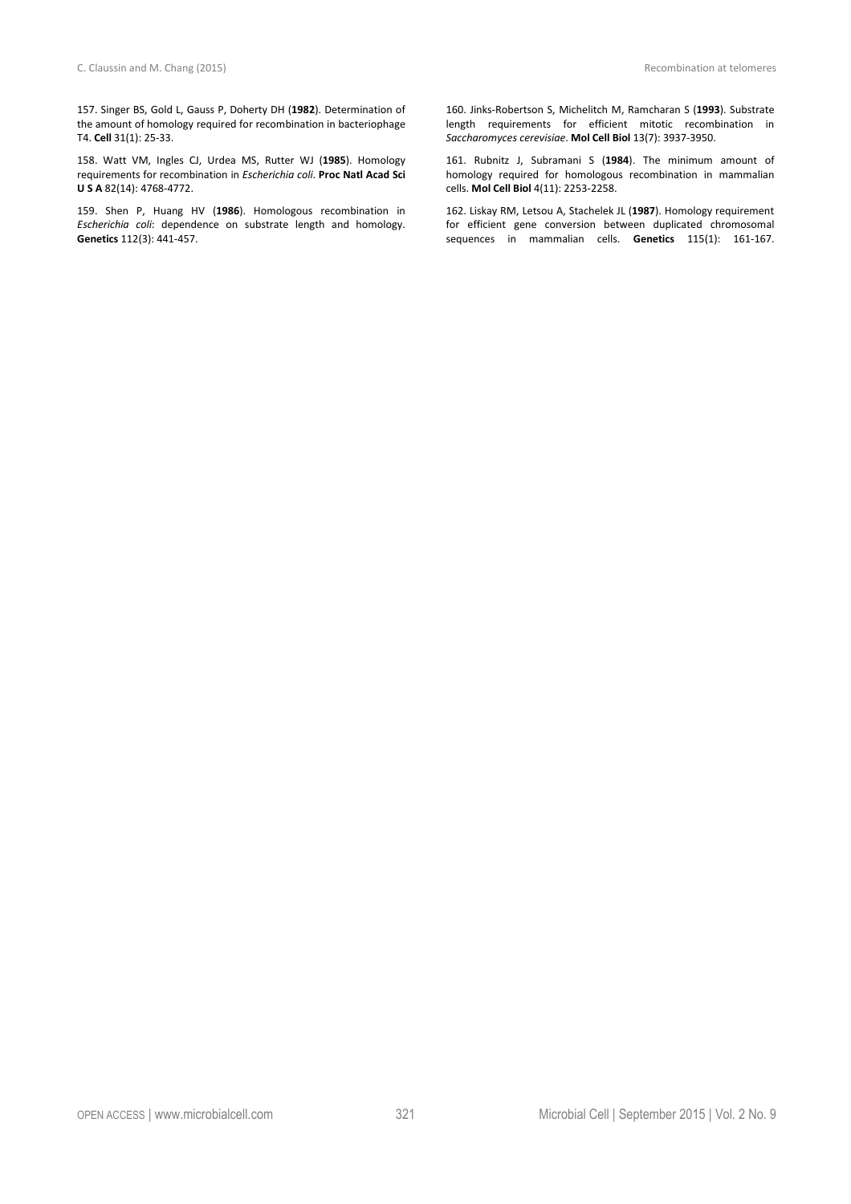157. Singer BS, Gold L, Gauss P, Doherty DH (**1982**). Determination of the amount of homology required for recombination in bacteriophage T4. **Cell** 31(1): 25-33.

158. Watt VM, Ingles CJ, Urdea MS, Rutter WJ (**1985**). Homology requirements for recombination in *Escherichia coli*. **Proc Natl Acad Sci U S A** 82(14): 4768-4772.

159. Shen P, Huang HV (**1986**). Homologous recombination in *Escherichia coli*: dependence on substrate length and homology. **Genetics** 112(3): 441-457.

160. Jinks-Robertson S, Michelitch M, Ramcharan S (**1993**). Substrate length requirements for efficient mitotic recombination in *Saccharomyces cerevisiae*. **Mol Cell Biol** 13(7): 3937-3950.

161. Rubnitz J, Subramani S (**1984**). The minimum amount of homology required for homologous recombination in mammalian cells. **Mol Cell Biol** 4(11): 2253-2258.

162. Liskay RM, Letsou A, Stachelek JL (**1987**). Homology requirement for efficient gene conversion between duplicated chromosomal sequences in mammalian cells. **Genetics** 115(1): 161-167.